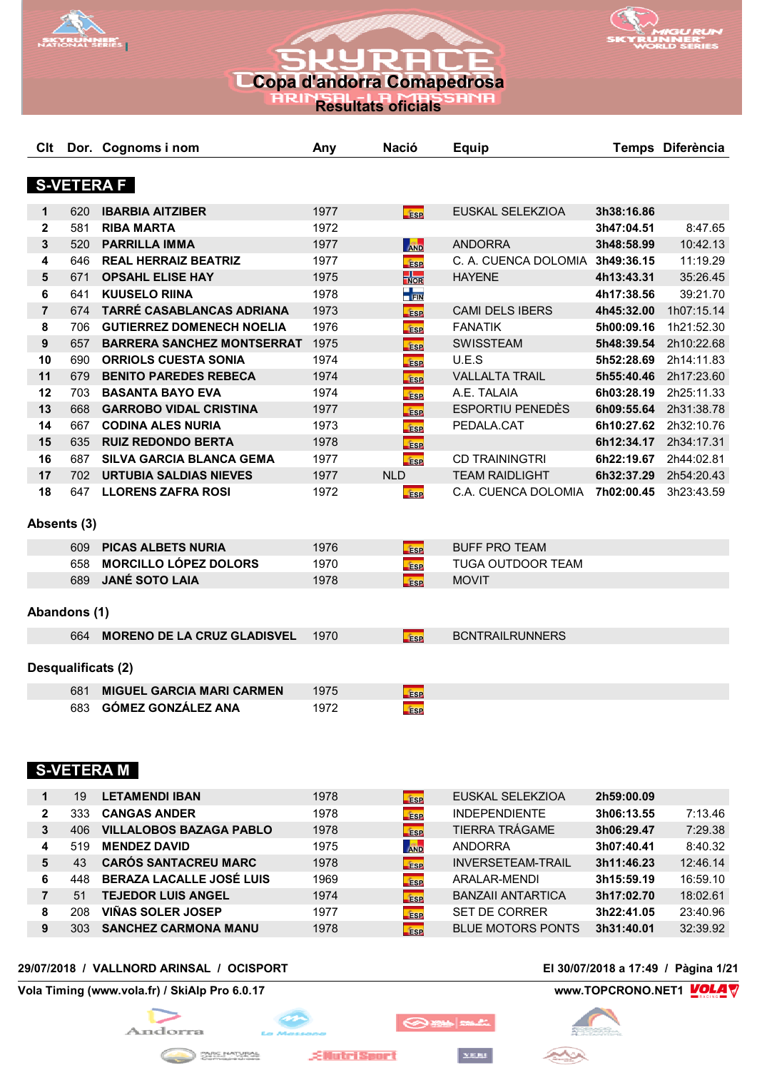# Copa d'andorra Comapedrosa

## Resultats oficials

## S-VETERA F

| Clt | Dor. | Cognoms i nom | Any | Nació | Equip | Temps | Diferència |
|---|---|---|---|---|---|---|---|
| 1 | 620 | IBARBIA AITZIBER | 1977 | ESP | EUSKAL SELEKZIOA | 3h38:16.86 | |
| 2 | 581 | RIBA MARTA | 1972 | | | 3h47:04.51 | 8:47.65 |
| 3 | 520 | PARRILLA IMMA | 1977 | AND | ANDORRA | 3h48:58.99 | 10:42.13 |
| 4 | 646 | REAL HERRAIZ BEATRIZ | 1977 | ESP | C. A. CUENCA DOLOMIA | 3h49:36.15 | 11:19.29 |
| 5 | 671 | OPSAHL ELISE HAY | 1975 | NOR | HAYENE | 4h13:43.31 | 35:26.45 |
| 6 | 641 | KUUSELO RIINA | 1978 | FIN | | 4h17:38.56 | 39:21.70 |
| 7 | 674 | TARRÉ CASABLANCAS ADRIANA | 1973 | ESP | CAMI DELS IBERS | 4h45:32.00 | 1h07:15.14 |
| 8 | 706 | GUTIERREZ DOMENECH NOELIA | 1976 | ESP | FANATIK | 5h00:09.16 | 1h21:52.30 |
| 9 | 657 | BARRERA SANCHEZ MONTSERRAT | 1975 | ESP | SWISSTEAM | 5h48:39.54 | 2h10:22.68 |
| 10 | 690 | ORRIOLS CUESTA SONIA | 1974 | ESP | U.E.S | 5h52:28.69 | 2h14:11.83 |
| 11 | 679 | BENITO PAREDES REBECA | 1974 | ESP | VALLALTA TRAIL | 5h55:40.46 | 2h17:23.60 |
| 12 | 703 | BASANTA BAYO EVA | 1974 | ESP | A.E. TALAIA | 6h03:28.19 | 2h25:11.33 |
| 13 | 668 | GARROBO VIDAL CRISTINA | 1977 | ESP | ESPORTIU PENEDÈS | 6h09:55.64 | 2h31:38.78 |
| 14 | 667 | CODINA ALES NURIA | 1973 | ESP | PEDALA.CAT | 6h10:27.62 | 2h32:10.76 |
| 15 | 635 | RUIZ REDONDO BERTA | 1978 | ESP | | 6h12:34.17 | 2h34:17.31 |
| 16 | 687 | SILVA GARCIA BLANCA GEMA | 1977 | ESP | CD TRAININGTRI | 6h22:19.67 | 2h44:02.81 |
| 17 | 702 | URTUBIA SALDIAS NIEVES | 1977 | NLD | TEAM RAIDLIGHT | 6h32:37.29 | 2h54:20.43 |
| 18 | 647 | LLORENS ZAFRA ROSI | 1972 | ESP | C.A. CUENCA DOLOMIA | 7h02:00.45 | 3h23:43.59 |

### Absents (3)

| Dor. | Cognoms i nom | Any | Nació | Equip |
|---|---|---|---|---|
| 609 | PICAS ALBETS NURIA | 1976 | ESP | BUFF PRO TEAM |
| 658 | MORCILLO LÓPEZ DOLORS | 1970 | ESP | TUGA OUTDOOR TEAM |
| 689 | JANÉ SOTO LAIA | 1978 | ESP | MOVIT |

### Abandons (1)

| Dor. | Cognoms i nom | Any | Nació | Equip |
|---|---|---|---|---|
| 664 | MORENO DE LA CRUZ GLADISVEL | 1970 | ESP | BCNTRAILRUNNERS |

### Desqualificats (2)

| Dor. | Cognoms i nom | Any | Nació | Equip |
|---|---|---|---|---|
| 681 | MIGUEL GARCIA MARI CARMEN | 1975 | ESP | |
| 683 | GÓMEZ GONZÁLEZ ANA | 1972 | ESP | |

## S-VETERA M

| Clt | Dor. | Cognoms i nom | Any | Nació | Equip | Temps | Diferència |
|---|---|---|---|---|---|---|---|
| 1 | 19 | LETAMENDI IBAN | 1978 | ESP | EUSKAL SELEKZIOA | 2h59:00.09 | |
| 2 | 333 | CANGAS ANDER | 1978 | ESP | INDEPENDIENTE | 3h06:13.55 | 7:13.46 |
| 3 | 406 | VILLALOBOS BAZAGA PABLO | 1978 | ESP | TIERRA TRÁGAME | 3h06:29.47 | 7:29.38 |
| 4 | 519 | MENDEZ DAVID | 1975 | AND | ANDORRA | 3h07:40.41 | 8:40.32 |
| 5 | 43 | CARÓS SANTACREU MARC | 1978 | ESP | INVERSETEAM-TRAIL | 3h11:46.23 | 12:46.14 |
| 6 | 448 | BERAZA LACALLE JOSÉ LUIS | 1969 | ESP | ARALAR-MENDI | 3h15:59.19 | 16:59.10 |
| 7 | 51 | TEJEDOR LUIS ANGEL | 1974 | ESP | BANZAII ANTARTICA | 3h17:02.70 | 18:02.61 |
| 8 | 208 | VIÑAS SOLER JOSEP | 1977 | ESP | SET DE CORRER | 3h22:41.05 | 23:40.96 |
| 9 | 303 | SANCHEZ CARMONA MANU | 1978 | ESP | BLUE MOTORS PONTS | 3h31:40.01 | 32:39.92 |

29/07/2018 / VALLNORD ARINSAL / OCISPORT — El 30/07/2018 a 17:49

Vola Timing (www.vola.fr) / SkiAlp Pro 6.0.17 — www.TOPCRONO.NET1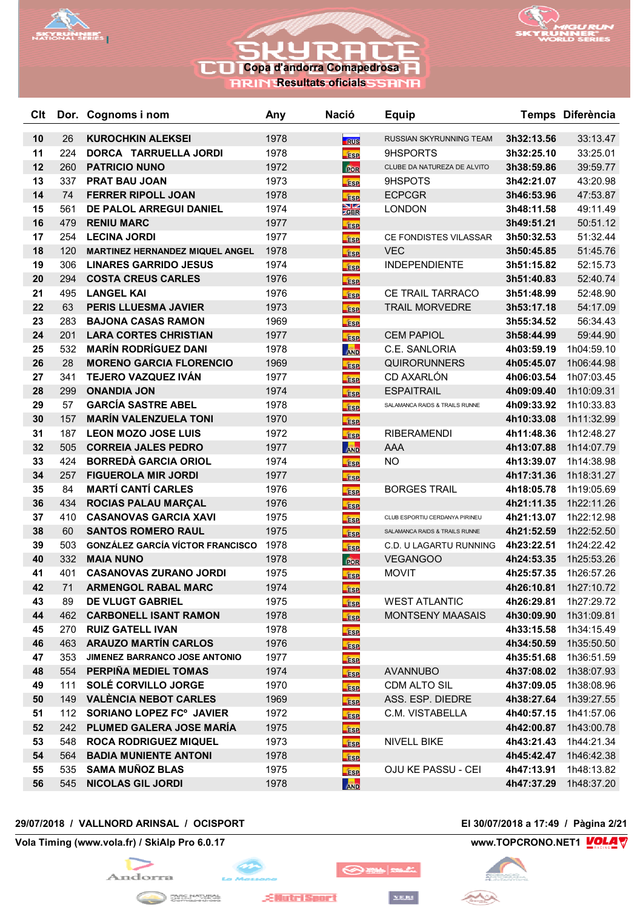# Copa d'andorra Comapedrosa

## Resultats oficials

| Clt | Dor. | Cognoms i nom | Any | Nació | Equip | Temps | Diferència |
|---|---|---|---|---|---|---|---|
| 10 | 26 | KUROCHKIN ALEKSEI | 1978 | RUS | RUSSIAN SKYRUNNING TEAM | 3h32:13.56 | 33:13.47 |
| 11 | 224 | DORCA TARRUELLA JORDI | 1978 | ESP | 9HSPORTS | 3h32:25.10 | 33:25.01 |
| 12 | 260 | PATRICIO NUNO | 1972 | POR | CLUBE DA NATUREZA DE ALVITO | 3h38:59.86 | 39:59.77 |
| 13 | 337 | PRAT BAU JOAN | 1973 | ESP | 9HSPOTS | 3h42:21.07 | 43:20.98 |
| 14 | 74 | FERRER RIPOLL JOAN | 1978 | ESP | ECPCGR | 3h46:53.96 | 47:53.87 |
| 15 | 561 | DE PALOL ARREGUI DANIEL | 1974 | GBR | LONDON | 3h48:11.58 | 49:11.49 |
| 16 | 479 | RENIU MARC | 1977 | ESP | | 3h49:51.21 | 50:51.12 |
| 17 | 254 | LECINA JORDI | 1977 | ESP | CE FONDISTES VILASSAR | 3h50:32.53 | 51:32.44 |
| 18 | 120 | MARTINEZ HERNANDEZ MIQUEL ANGEL | 1978 | ESP | VEC | 3h50:45.85 | 51:45.76 |
| 19 | 306 | LINARES GARRIDO JESUS | 1974 | ESP | INDEPENDIENTE | 3h51:15.82 | 52:15.73 |
| 20 | 294 | COSTA CREUS CARLES | 1976 | ESP | | 3h51:40.83 | 52:40.74 |
| 21 | 495 | LANGEL KAI | 1976 | ESP | CE TRAIL TARRACO | 3h51:48.99 | 52:48.90 |
| 22 | 63 | PERIS LLUESMA JAVIER | 1973 | ESP | TRAIL MORVEDRE | 3h53:17.18 | 54:17.09 |
| 23 | 283 | BAJONA CASAS RAMON | 1969 | ESP | | 3h55:34.52 | 56:34.43 |
| 24 | 201 | LARA CORTES CHRISTIAN | 1977 | ESP | CEM PAPIOL | 3h58:44.99 | 59:44.90 |
| 25 | 532 | MARÍN RODRÍGUEZ DANI | 1978 | AND | C.E. SANLORIA | 4h03:59.19 | 1h04:59.10 |
| 26 | 28 | MORENO GARCIA FLORENCIO | 1969 | ESP | QUIRORUNNERS | 4h05:45.07 | 1h06:44.98 |
| 27 | 341 | TEJERO VAZQUEZ IVÁN | 1977 | ESP | CD AXARLÓN | 4h06:03.54 | 1h07:03.45 |
| 28 | 299 | ONANDIA JON | 1974 | ESP | ESPAITRAIL | 4h09:09.40 | 1h10:09.31 |
| 29 | 57 | GARCÍA SASTRE ABEL | 1978 | ESP | SALAMANCA RAIDS & TRAILS RUNNE | 4h09:33.92 | 1h10:33.83 |
| 30 | 157 | MARÍN VALENZUELA TONI | 1970 | ESP | | 4h10:33.08 | 1h11:32.99 |
| 31 | 187 | LEON MOZO JOSE LUIS | 1972 | ESP | RIBERAMENDI | 4h11:48.36 | 1h12:48.27 |
| 32 | 505 | CORREIA JALES PEDRO | 1977 | AND | AAA | 4h13:07.88 | 1h14:07.79 |
| 33 | 424 | BORREDÀ GARCIA ORIOL | 1974 | ESP | NO | 4h13:39.07 | 1h14:38.98 |
| 34 | 257 | FIGUEROLA MIR JORDI | 1977 | ESP | | 4h17:31.36 | 1h18:31.27 |
| 35 | 84 | MARTÍ CANTÍ CARLES | 1976 | ESP | BORGES TRAIL | 4h18:05.78 | 1h19:05.69 |
| 36 | 434 | ROCIAS PALAU MARÇAL | 1976 | ESP | | 4h21:11.35 | 1h22:11.26 |
| 37 | 410 | CASANOVAS GARCIA XAVI | 1975 | ESP | CLUB ESPORTIU CERDANYA PIRINEU | 4h21:13.07 | 1h22:12.98 |
| 38 | 60 | SANTOS ROMERO RAUL | 1975 | ESP | SALAMANCA RAIDS & TRAILS RUNNE | 4h21:52.59 | 1h22:52.50 |
| 39 | 503 | GONZÁLEZ GARCÍA VÍCTOR FRANCISCO | 1978 | ESP | C.D. U LAGARTU RUNNING | 4h23:22.51 | 1h24:22.42 |
| 40 | 332 | MAIA NUNO | 1978 | POR | VEGANGOO | 4h24:53.35 | 1h25:53.26 |
| 41 | 401 | CASANOVAS ZURANO JORDI | 1975 | ESP | MOVIT | 4h25:57.35 | 1h26:57.26 |
| 42 | 71 | ARMENGOL RABAL MARC | 1974 | ESP | | 4h26:10.81 | 1h27:10.72 |
| 43 | 89 | DE VLUGT GABRIEL | 1975 | ESP | WEST ATLANTIC | 4h26:29.81 | 1h27:29.72 |
| 44 | 462 | CARBONELL ISANT RAMON | 1978 | ESP | MONTSENY MAASAIS | 4h30:09.90 | 1h31:09.81 |
| 45 | 270 | RUIZ GATELL IVAN | 1978 | ESP | | 4h33:15.58 | 1h34:15.49 |
| 46 | 463 | ARAUZO MARTÍN CARLOS | 1976 | ESP | | 4h34:50.59 | 1h35:50.50 |
| 47 | 353 | JIMENEZ BARRANCO JOSE ANTONIO | 1977 | ESP | | 4h35:51.68 | 1h36:51.59 |
| 48 | 554 | PERPIÑA MEDIEL TOMAS | 1974 | ESP | AVANNUBO | 4h37:08.02 | 1h38:07.93 |
| 49 | 111 | SOLÉ CORVILLO JORGE | 1970 | ESP | CDM ALTO SIL | 4h37:09.05 | 1h38:08.96 |
| 50 | 149 | VALÈNCIA NEBOT CARLES | 1969 | ESP | ASS. ESP. DIEDRE | 4h38:27.64 | 1h39:27.55 |
| 51 | 112 | SORIANO LOPEZ FCº JAVIER | 1972 | ESP | C.M. VISTABELLA | 4h40:57.15 | 1h41:57.06 |
| 52 | 242 | PLUMED GALERA JOSE MARÍA | 1975 | ESP | | 4h42:00.87 | 1h43:00.78 |
| 53 | 548 | ROCA RODRIGUEZ MIQUEL | 1973 | ESP | NIVELL BIKE | 4h43:21.43 | 1h44:21.34 |
| 54 | 564 | BADIA MUNIENTE ANTONI | 1978 | ESP | | 4h45:42.47 | 1h46:42.38 |
| 55 | 535 | SAMA MUÑOZ BLAS | 1975 | ESP | OJU KE PASSU - CEI | 4h47:13.91 | 1h48:13.82 |
| 56 | 545 | NICOLAS GIL JORDI | 1978 | AND | | 4h47:37.29 | 1h48:37.20 |

29/07/2018 / VALLNORD ARINSAL / OCISPORT — El 30/07/2018 a 17:49

Vola Timing (www.vola.fr) / SkiAlp Pro 6.0.17 — www.TOPCRONO.NET1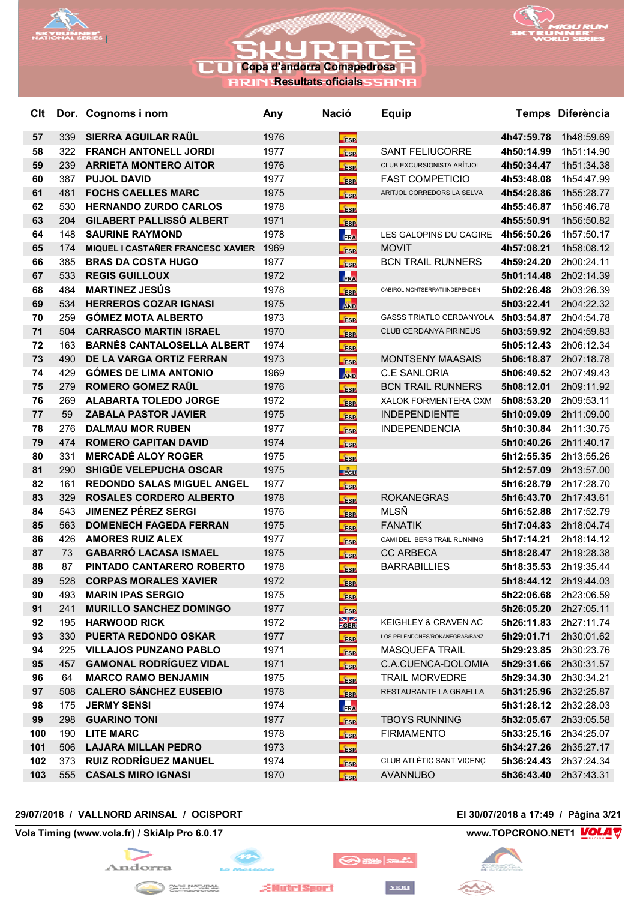# Copa d'andorra Comapedrosa

## Resultats oficials

| Clt | Dor. | Cognoms i nom | Any | Nació | Equip | Temps | Diferència |
|---|---|---|---|---|---|---|---|
| 57 | 339 | SIERRA AGUILAR RAÜL | 1976 | ESP | | 4h47:59.78 | 1h48:59.69 |
| 58 | 322 | FRANCH ANTONELL JORDI | 1977 | ESP | SANT FELIUCORRE | 4h50:14.99 | 1h51:14.90 |
| 59 | 239 | ARRIETA MONTERO AITOR | 1976 | ESP | CLUB EXCURSIONISTA ARÍTJOL | 4h50:34.47 | 1h51:34.38 |
| 60 | 387 | PUJOL DAVID | 1977 | ESP | FAST COMPETICIO | 4h53:48.08 | 1h54:47.99 |
| 61 | 481 | FOCHS CAELLES MARC | 1975 | ESP | ARITJOL CORREDORS LA SELVA | 4h54:28.86 | 1h55:28.77 |
| 62 | 530 | HERNANDO ZURDO CARLOS | 1978 | ESP | | 4h55:46.87 | 1h56:46.78 |
| 63 | 204 | GILABERT PALLISSÓ ALBERT | 1971 | ESP | | 4h55:50.91 | 1h56:50.82 |
| 64 | 148 | SAURINE RAYMOND | 1978 | FRA | LES GALOPINS DU CAGIRE | 4h56:50.26 | 1h57:50.17 |
| 65 | 174 | MIQUEL I CASTAÑER FRANCESC XAVIER | 1969 | ESP | MOVIT | 4h57:08.21 | 1h58:08.12 |
| 66 | 385 | BRAS DA COSTA HUGO | 1977 | ESP | BCN TRAIL RUNNERS | 4h59:24.20 | 2h00:24.11 |
| 67 | 533 | REGIS GUILLOUX | 1972 | FRA | | 5h01:14.48 | 2h02:14.39 |
| 68 | 484 | MARTINEZ JESÚS | 1978 | ESP | CABIROL MONTSERRATI INDEPENDEN | 5h02:26.48 | 2h03:26.39 |
| 69 | 534 | HERREROS COZAR IGNASI | 1975 | AND | | 5h03:22.41 | 2h04:22.32 |
| 70 | 259 | GÓMEZ MOTA ALBERTO | 1973 | ESP | GASSS TRIATLO CERDANYOLA | 5h03:54.87 | 2h04:54.78 |
| 71 | 504 | CARRASCO MARTIN ISRAEL | 1970 | ESP | CLUB CERDANYA PIRINEUS | 5h03:59.92 | 2h04:59.83 |
| 72 | 163 | BARNÉS CANTALOSELLA ALBERT | 1974 | ESP | | 5h05:12.43 | 2h06:12.34 |
| 73 | 490 | DE LA VARGA ORTIZ FERRAN | 1973 | ESP | MONTSENY MAASAIS | 5h06:18.87 | 2h07:18.78 |
| 74 | 429 | GÓMES DE LIMA ANTONIO | 1969 | AND | C.E SANLORIA | 5h06:49.52 | 2h07:49.43 |
| 75 | 279 | ROMERO GOMEZ RAÜL | 1976 | ESP | BCN TRAIL RUNNERS | 5h08:12.01 | 2h09:11.92 |
| 76 | 269 | ALABARTA TOLEDO JORGE | 1972 | ESP | XALOK FORMENTERA CXM | 5h08:53.20 | 2h09:53.11 |
| 77 | 59 | ZABALA PASTOR JAVIER | 1975 | ESP | INDEPENDIENTE | 5h10:09.09 | 2h11:09.00 |
| 78 | 276 | DALMAU MOR RUBEN | 1977 | ESP | INDEPENDENCIA | 5h10:30.84 | 2h11:30.75 |
| 79 | 474 | ROMERO CAPITAN DAVID | 1974 | ESP | | 5h10:40.26 | 2h11:40.17 |
| 80 | 331 | MERCADÉ ALOY ROGER | 1975 | ESP | | 5h12:55.35 | 2h13:55.26 |
| 81 | 290 | SHIGÜE VELEPUCHA OSCAR | 1975 | ECU | | 5h12:57.09 | 2h13:57.00 |
| 82 | 161 | REDONDO SALAS MIGUEL ANGEL | 1977 | ESP | | 5h16:28.79 | 2h17:28.70 |
| 83 | 329 | ROSALES CORDERO ALBERTO | 1978 | ESP | ROKANEGRAS | 5h16:43.70 | 2h17:43.61 |
| 84 | 543 | JIMENEZ PÉREZ SERGI | 1976 | ESP | MLSÑ | 5h16:52.88 | 2h17:52.79 |
| 85 | 563 | DOMENECH FAGEDA FERRAN | 1975 | ESP | FANATIK | 5h17:04.83 | 2h18:04.74 |
| 86 | 426 | AMORES RUIZ ALEX | 1977 | ESP | CAMI DEL IBERS TRAIL RUNNING | 5h17:14.21 | 2h18:14.12 |
| 87 | 73 | GABARRÓ LACASA ISMAEL | 1975 | ESP | CC ARBECA | 5h18:28.47 | 2h19:28.38 |
| 88 | 87 | PINTADO CANTARERO ROBERTO | 1978 | ESP | BARRABILLIES | 5h18:35.53 | 2h19:35.44 |
| 89 | 528 | CORPAS MORALES XAVIER | 1972 | ESP | | 5h18:44.12 | 2h19:44.03 |
| 90 | 493 | MARIN IPAS SERGIO | 1975 | ESP | | 5h22:06.68 | 2h23:06.59 |
| 91 | 241 | MURILLO SANCHEZ DOMINGO | 1977 | ESP | | 5h26:05.20 | 2h27:05.11 |
| 92 | 195 | HARWOOD RICK | 1972 | GBR | KEIGHLEY & CRAVEN AC | 5h26:11.83 | 2h27:11.74 |
| 93 | 330 | PUERTA REDONDO OSKAR | 1977 | ESP | LOS PELENDONES/ROKANEGRAS/BANZ | 5h29:01.71 | 2h30:01.62 |
| 94 | 225 | VILLAJOS PUNZANO PABLO | 1971 | ESP | MASQUEFA TRAIL | 5h29:23.85 | 2h30:23.76 |
| 95 | 457 | GAMONAL RODRÍGUEZ VIDAL | 1971 | ESP | C.A.CUENCA-DOLOMIA | 5h29:31.66 | 2h30:31.57 |
| 96 | 64 | MARCO RAMO BENJAMIN | 1975 | ESP | TRAIL MORVEDRE | 5h29:34.30 | 2h30:34.21 |
| 97 | 508 | CALERO SÁNCHEZ EUSEBIO | 1978 | ESP | RESTAURANTE LA GRAELLA | 5h31:25.96 | 2h32:25.87 |
| 98 | 175 | JERMY SENSI | 1974 | FRA | | 5h31:28.12 | 2h32:28.03 |
| 99 | 298 | GUARINO TONI | 1977 | ESP | TBOYS RUNNING | 5h32:05.67 | 2h33:05.58 |
| 100 | 190 | LITE MARC | 1978 | ESP | FIRMAMENTO | 5h33:25.16 | 2h34:25.07 |
| 101 | 506 | LAJARA MILLAN PEDRO | 1973 | ESP | | 5h34:27.26 | 2h35:27.17 |
| 102 | 373 | RUIZ RODRÍGUEZ MANUEL | 1974 | ESP | CLUB ATLÈTIC SANT VICENÇ | 5h36:24.43 | 2h37:24.34 |
| 103 | 555 | CASALS MIRO IGNASI | 1970 | ESP | AVANNUBO | 5h36:43.40 | 2h37:43.31 |

29/07/2018 / VALLNORD ARINSAL / OCISPORT

El 30/07/2018 a 17:49

Vola Timing (www.vola.fr) / SkiAlp Pro 6.0.17

www.TOPCRONO.NET1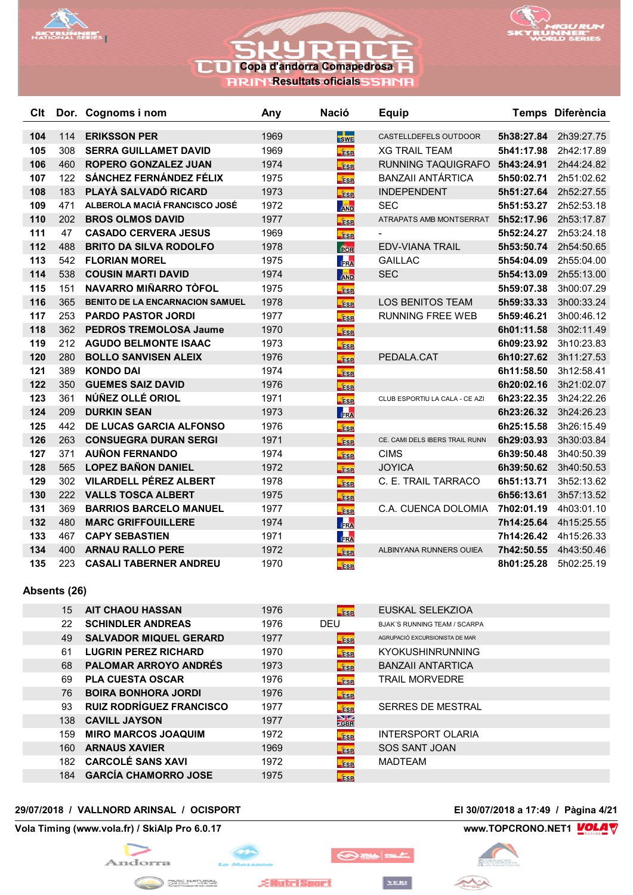# SKYRACE

## Copa d'andorra Comapedrosa

### Resultats oficials

| Clt | Dor. | Cognoms i nom | Any | Nació | Equip | Temps | Diferència |
|---|---|---|---|---|---|---|---|
| 104 | 114 | ERIKSSON PER | 1969 | SWE | CASTELLDEFELS OUTDOOR | 5h38:27.84 | 2h39:27.75 |
| 105 | 308 | SERRA GUILLAMET DAVID | 1969 | ESP | XG TRAIL TEAM | 5h41:17.98 | 2h42:17.89 |
| 106 | 460 | ROPERO GONZALEZ JUAN | 1974 | ESP | RUNNING TAQUIGRAFO | 5h43:24.91 | 2h44:24.82 |
| 107 | 122 | SÁNCHEZ FERNÁNDEZ FÉLIX | 1975 | ESP | BANZAII ANTÁRTICA | 5h50:02.71 | 2h51:02.62 |
| 108 | 183 | PLAYÀ SALVADÓ RICARD | 1973 | ESP | INDEPENDENT | 5h51:27.64 | 2h52:27.55 |
| 109 | 471 | ALBEROLA MACIÁ FRANCISCO JOSÉ | 1972 | AND | SEC | 5h51:53.27 | 2h52:53.18 |
| 110 | 202 | BROS OLMOS DAVID | 1977 | ESP | ATRAPATS AMB MONTSERRAT | 5h52:17.96 | 2h53:17.87 |
| 111 | 47 | CASADO CERVERA JESUS | 1969 | ESP | - | 5h52:24.27 | 2h53:24.18 |
| 112 | 488 | BRITO DA SILVA RODOLFO | 1978 | POR | EDV-VIANA TRAIL | 5h53:50.74 | 2h54:50.65 |
| 113 | 542 | FLORIAN MOREL | 1975 | FRA | GAILLAC | 5h54:04.09 | 2h55:04.00 |
| 114 | 538 | COUSIN MARTI DAVID | 1974 | AND | SEC | 5h54:13.09 | 2h55:13.00 |
| 115 | 151 | NAVARRO MIÑARRO TÒFOL | 1975 | ESP | | 5h59:07.38 | 3h00:07.29 |
| 116 | 365 | BENITO DE LA ENCARNACION SAMUEL | 1978 | ESP | LOS BENITOS TEAM | 5h59:33.33 | 3h00:33.24 |
| 117 | 253 | PARDO PASTOR JORDI | 1977 | ESP | RUNNING FREE WEB | 5h59:46.21 | 3h00:46.12 |
| 118 | 362 | PEDROS TREMOLOSA Jaume | 1970 | ESP | | 6h01:11.58 | 3h02:11.49 |
| 119 | 212 | AGUDO BELMONTE ISAAC | 1973 | ESP | | 6h09:23.92 | 3h10:23.83 |
| 120 | 280 | BOLLO SANVISEN ALEIX | 1976 | ESP | PEDALA.CAT | 6h10:27.62 | 3h11:27.53 |
| 121 | 389 | KONDO DAI | 1974 | ESP | | 6h11:58.50 | 3h12:58.41 |
| 122 | 350 | GUEMES SAIZ DAVID | 1976 | ESP | | 6h20:02.16 | 3h21:02.07 |
| 123 | 361 | NÚÑEZ OLLÉ ORIOL | 1971 | ESP | CLUB ESPORTIU LA CALA - CE AZI | 6h23:22.35 | 3h24:22.26 |
| 124 | 209 | DURKIN SEAN | 1973 | FRA | | 6h23:26.32 | 3h24:26.23 |
| 125 | 442 | DE LUCAS GARCIA ALFONSO | 1976 | ESP | | 6h25:15.58 | 3h26:15.49 |
| 126 | 263 | CONSUEGRA DURAN SERGI | 1971 | ESP | CE. CAMI DELS IBERS TRAIL RUNN | 6h29:03.93 | 3h30:03.84 |
| 127 | 371 | AUÑON FERNANDO | 1974 | ESP | CIMS | 6h39:50.48 | 3h40:50.39 |
| 128 | 565 | LOPEZ BAÑON DANIEL | 1972 | ESP | JOYICA | 6h39:50.62 | 3h40:50.53 |
| 129 | 302 | VILARDELL PÉREZ ALBERT | 1978 | ESP | C. E. TRAIL TARRACO | 6h51:13.71 | 3h52:13.62 |
| 130 | 222 | VALLS TOSCA ALBERT | 1975 | ESP | | 6h56:13.61 | 3h57:13.52 |
| 131 | 369 | BARRIOS BARCELO MANUEL | 1977 | ESP | C.A. CUENCA DOLOMIA | 7h02:01.19 | 4h03:01.10 |
| 132 | 480 | MARC GRIFFOUILLERE | 1974 | FRA | | 7h14:25.64 | 4h15:25.55 |
| 133 | 467 | CAPY SEBASTIEN | 1971 | FRA | | 7h14:26.42 | 4h15:26.33 |
| 134 | 400 | ARNAU RALLO PERE | 1972 | ESP | ALBINYANA RUNNERS OUIEA | 7h42:50.55 | 4h43:50.46 |
| 135 | 223 | CASALI TABERNER ANDREU | 1970 | ESP | | 8h01:25.28 | 5h02:25.19 |

## Absents (26)

| Dor. | Cognoms i nom | Any | Nació | Equip |
|---|---|---|---|---|
| 15 | AIT CHAOU HASSAN | 1976 | ESP | EUSKAL SELEKZIOA |
| 22 | SCHINDLER ANDREAS | 1976 | DEU | BJAK´S RUNNING TEAM / SCARPA |
| 49 | SALVADOR MIQUEL GERARD | 1977 | ESP | AGRUPACIÓ EXCURSIONISTA DE MAR |
| 61 | LUGRIN PEREZ RICHARD | 1970 | ESP | KYOKUSHINRUNNING |
| 68 | PALOMAR ARROYO ANDRÉS | 1973 | ESP | BANZAII ANTARTICA |
| 69 | PLA CUESTA OSCAR | 1976 | ESP | TRAIL MORVEDRE |
| 76 | BOIRA BONHORA JORDI | 1976 | ESP | |
| 93 | RUIZ RODRÍGUEZ FRANCISCO | 1977 | ESP | SERRES DE MESTRAL |
| 138 | CAVILL JAYSON | 1977 | GBR | |
| 159 | MIRO MARCOS JOAQUIM | 1972 | ESP | INTERSPORT OLARIA |
| 160 | ARNAUS XAVIER | 1969 | ESP | SOS SANT JOAN |
| 182 | CARCOLÉ SANS XAVI | 1972 | ESP | MADTEAM |
| 184 | GARCÍA CHAMORRO JOSE | 1975 | ESP | |

29/07/2018 / VALLNORD ARINSAL / OCISPORT — El 30/07/2018 a 17:49

Vola Timing (www.vola.fr) / SkiAlp Pro 6.0.17 — www.TOPCRONO.NET1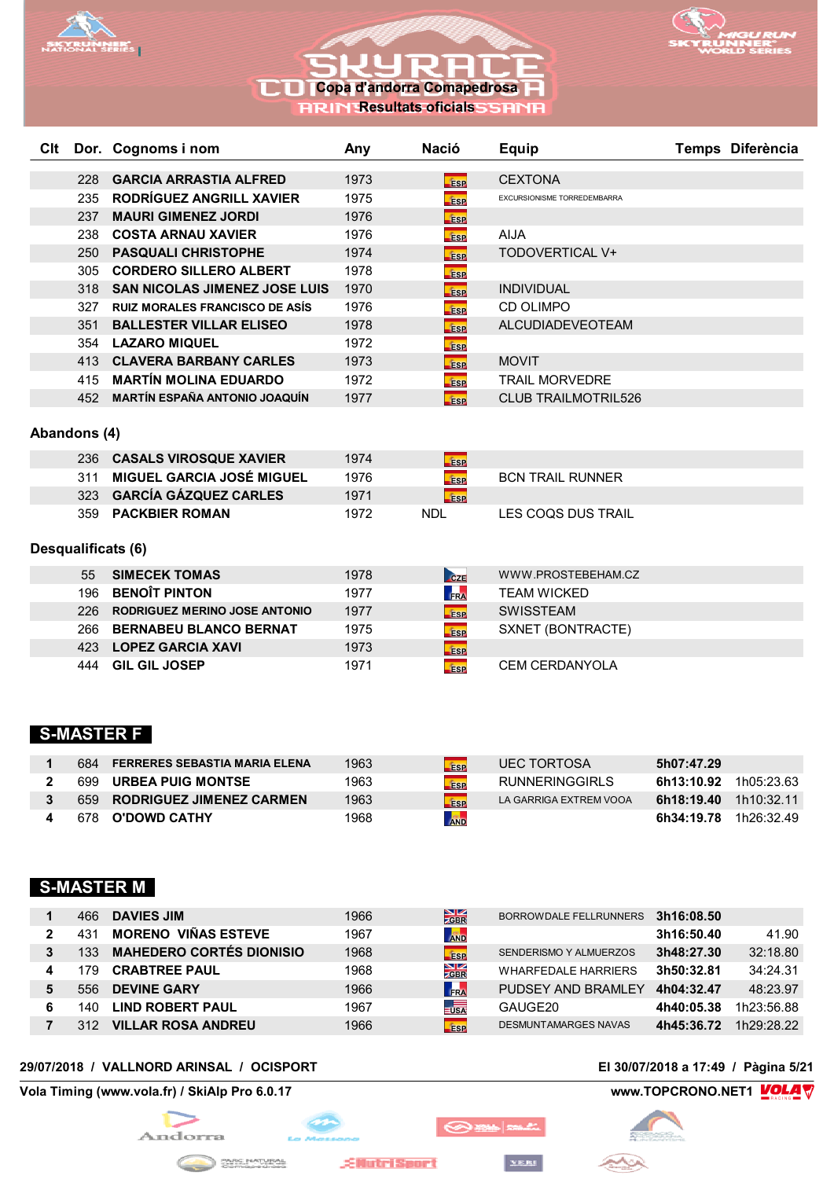# Copa d'andorra Comapedrosa

## Resultats oficials

| Clt | Dor. | Cognoms i nom | Any | Nació | Equip | Temps | Diferència |
|---|---|---|---|---|---|---|---|
| | 228 | GARCIA ARRASTIA ALFRED | 1973 | ESP | CEXTONA | | |
| | 235 | RODRÍGUEZ ANGRILL XAVIER | 1975 | ESP | EXCURSIONISME TORREDEMBARRA | | |
| | 237 | MAURI GIMENEZ JORDI | 1976 | ESP | | | |
| | 238 | COSTA ARNAU XAVIER | 1976 | ESP | AIJA | | |
| | 250 | PASQUALI CHRISTOPHE | 1974 | ESP | TODOVERTICAL V+ | | |
| | 305 | CORDERO SILLERO ALBERT | 1978 | ESP | | | |
| | 318 | SAN NICOLAS JIMENEZ JOSE LUIS | 1970 | ESP | INDIVIDUAL | | |
| | 327 | RUIZ MORALES FRANCISCO DE ASÍS | 1976 | ESP | CD OLIMPO | | |
| | 351 | BALLESTER VILLAR ELISEO | 1978 | ESP | ALCUDIADEVEOTEAM | | |
| | 354 | LAZARO MIQUEL | 1972 | ESP | | | |
| | 413 | CLAVERA BARBANY CARLES | 1973 | ESP | MOVIT | | |
| | 415 | MARTÍN MOLINA EDUARDO | 1972 | ESP | TRAIL MORVEDRE | | |
| | 452 | MARTÍN ESPAÑA ANTONIO JOAQUÍN | 1977 | ESP | CLUB TRAILMOTRIL526 | | |

### Abandons (4)

| Clt | Dor. | Cognoms i nom | Any | Nació | Equip |
|---|---|---|---|---|---|
| | 236 | CASALS VIROSQUE XAVIER | 1974 | ESP | |
| | 311 | MIGUEL GARCIA JOSÉ MIGUEL | 1976 | ESP | BCN TRAIL RUNNER |
| | 323 | GARCÍA GÁZQUEZ CARLES | 1971 | ESP | |
| | 359 | PACKBIER ROMAN | 1972 | NDL | LES COQS DUS TRAIL |

### Desqualificats (6)

| Clt | Dor. | Cognoms i nom | Any | Nació | Equip |
|---|---|---|---|---|---|
| | 55 | SIMECEK TOMAS | 1978 | CZE | WWW.PROSTEBEHAM.CZ |
| | 196 | BENOÎT PINTON | 1977 | FRA | TEAM WICKED |
| | 226 | RODRIGUEZ MERINO JOSE ANTONIO | 1977 | ESP | SWISSTEAM |
| | 266 | BERNABEU BLANCO BERNAT | 1975 | ESP | SXNET (BONTRACTE) |
| | 423 | LOPEZ GARCIA XAVI | 1973 | ESP | |
| | 444 | GIL GIL JOSEP | 1971 | ESP | CEM CERDANYOLA |

## S-MASTER F

| Clt | Dor. | Cognoms i nom | Any | Nació | Equip | Temps | Diferència |
|---|---|---|---|---|---|---|---|
| 1 | 684 | FERRERES SEBASTIA MARIA ELENA | 1963 | ESP | UEC TORTOSA | 5h07:47.29 | |
| 2 | 699 | URBEA PUIG MONTSE | 1963 | ESP | RUNNERINGGIRLS | 6h13:10.92 | 1h05:23.63 |
| 3 | 659 | RODRIGUEZ JIMENEZ CARMEN | 1963 | ESP | LA GARRIGA EXTREM VOOA | 6h18:19.40 | 1h10:32.11 |
| 4 | 678 | O'DOWD CATHY | 1968 | AND | | 6h34:19.78 | 1h26:32.49 |

## S-MASTER M

| Clt | Dor. | Cognoms i nom | Any | Nació | Equip | Temps | Diferència |
|---|---|---|---|---|---|---|---|
| 1 | 466 | DAVIES JIM | 1966 | GBR | BORROWDALE FELLRUNNERS | 3h16:08.50 | |
| 2 | 431 | MORENO VIÑAS ESTEVE | 1967 | AND | | 3h16:50.40 | 41.90 |
| 3 | 133 | MAHEDERO CORTÉS DIONISIO | 1968 | ESP | SENDERISMO Y ALMUERZOS | 3h48:27.30 | 32:18.80 |
| 4 | 179 | CRABTREE PAUL | 1968 | GBR | WHARFEDALE HARRIERS | 3h50:32.81 | 34:24.31 |
| 5 | 556 | DEVINE GARY | 1966 | FRA | PUDSEY AND BRAMLEY | 4h04:32.47 | 48:23.97 |
| 6 | 140 | LIND ROBERT PAUL | 1967 | USA | GAUGE20 | 4h40:05.38 | 1h23:56.88 |
| 7 | 312 | VILLAR ROSA ANDREU | 1966 | ESP | DESMUNTAMARGES NAVAS | 4h45:36.72 | 1h29:28.22 |

29/07/2018 / VALLNORD ARINSAL / OCISPORT — El 30/07/2018 a 17:49

Vola Timing (www.vola.fr) / SkiAlp Pro 6.0.17 — www.TOPCRONO.NET1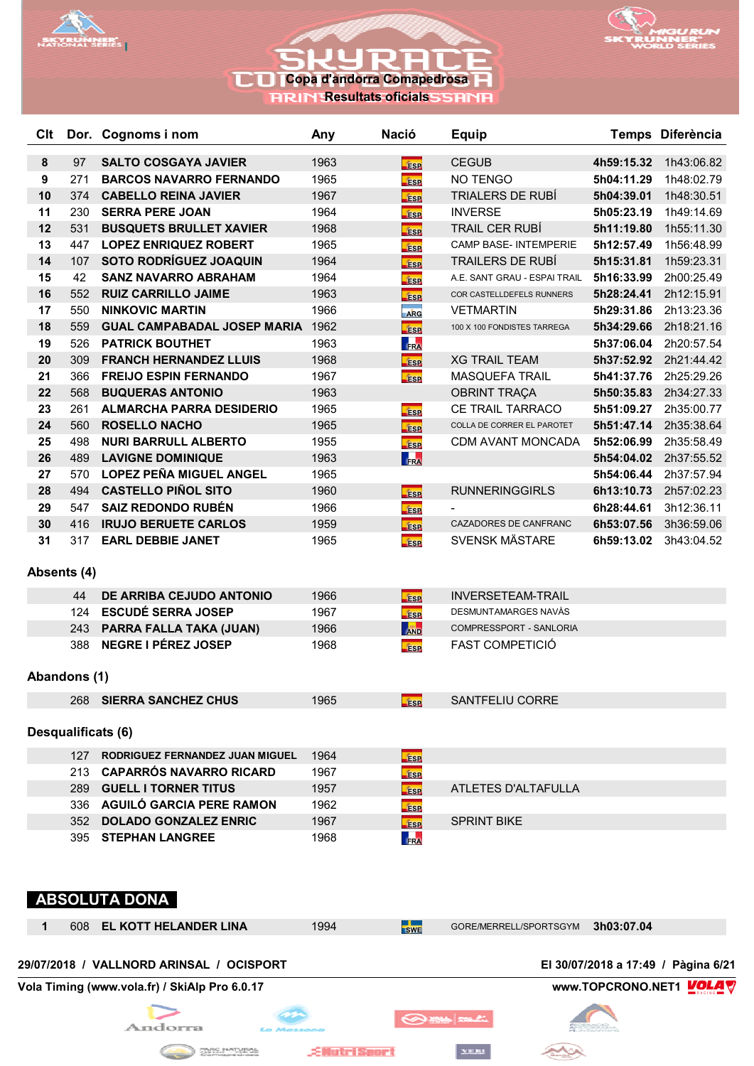Copa d'andorra Comapedrosa

Resultats oficials

| Clt | Dor. | Cognoms i nom | Any | Nació | Equip | Temps | Diferència |
|---|---|---|---|---|---|---|---|
| 8 | 97 | SALTO COSGAYA JAVIER | 1963 | ESP | CEGUB | 4h59:15.32 | 1h43:06.82 |
| 9 | 271 | BARCOS NAVARRO FERNANDO | 1965 | ESP | NO TENGO | 5h04:11.29 | 1h48:02.79 |
| 10 | 374 | CABELLO REINA JAVIER | 1967 | ESP | TRIALERS DE RUBÍ | 5h04:39.01 | 1h48:30.51 |
| 11 | 230 | SERRA PERE JOAN | 1964 | ESP | INVERSE | 5h05:23.19 | 1h49:14.69 |
| 12 | 531 | BUSQUETS BRULLET XAVIER | 1968 | ESP | TRAIL CER RUBÍ | 5h11:19.80 | 1h55:11.30 |
| 13 | 447 | LOPEZ ENRIQUEZ ROBERT | 1965 | ESP | CAMP BASE- INTEMPERIE | 5h12:57.49 | 1h56:48.99 |
| 14 | 107 | SOTO RODRÍGUEZ JOAQUIN | 1964 | ESP | TRAILERS DE RUBÍ | 5h15:31.81 | 1h59:23.31 |
| 15 | 42 | SANZ NAVARRO ABRAHAM | 1964 | ESP | A.E. SANT GRAU - ESPAI TRAIL | 5h16:33.99 | 2h00:25.49 |
| 16 | 552 | RUIZ CARRILLO JAIME | 1963 | ESP | COR CASTELLDEFELS RUNNERS | 5h28:24.41 | 2h12:15.91 |
| 17 | 550 | NINKOVIC MARTIN | 1966 | ARG | VETMARTIN | 5h29:31.86 | 2h13:23.36 |
| 18 | 559 | GUAL CAMPABADAL JOSEP MARIA | 1962 | ESP | 100 X 100 FONDISTES TARREGA | 5h34:29.66 | 2h18:21.16 |
| 19 | 526 | PATRICK BOUTHET | 1963 | FRA | | 5h37:06.04 | 2h20:57.54 |
| 20 | 309 | FRANCH HERNANDEZ LLUIS | 1968 | ESP | XG TRAIL TEAM | 5h37:52.92 | 2h21:44.42 |
| 21 | 366 | FREIJO ESPIN FERNANDO | 1967 | ESP | MASQUEFA TRAIL | 5h41:37.76 | 2h25:29.26 |
| 22 | 568 | BUQUERAS ANTONIO | 1963 | | OBRINT TRAÇA | 5h50:35.83 | 2h34:27.33 |
| 23 | 261 | ALMARCHA PARRA DESIDERIO | 1965 | ESP | CE TRAIL TARRACO | 5h51:09.27 | 2h35:00.77 |
| 24 | 560 | ROSELLO NACHO | 1965 | ESP | COLLA DE CORRER EL PAROTET | 5h51:47.14 | 2h35:38.64 |
| 25 | 498 | NURI BARRULL ALBERTO | 1955 | ESP | CDM AVANT MONCADA | 5h52:06.99 | 2h35:58.49 |
| 26 | 489 | LAVIGNE DOMINIQUE | 1963 | FRA | | 5h54:04.02 | 2h37:55.52 |
| 27 | 570 | LOPEZ PEÑA MIGUEL ANGEL | 1965 | | | 5h54:06.44 | 2h37:57.94 |
| 28 | 494 | CASTELLO PIÑOL SITO | 1960 | ESP | RUNNERINGGIRLS | 6h13:10.73 | 2h57:02.23 |
| 29 | 547 | SAIZ REDONDO RUBÉN | 1966 | ESP | - | 6h28:44.61 | 3h12:36.11 |
| 30 | 416 | IRUJO BERUETE CARLOS | 1959 | ESP | CAZADORES DE CANFRANC | 6h53:07.56 | 3h36:59.06 |
| 31 | 317 | EARL DEBBIE JANET | 1965 | ESP | SVENSK MÄSTARE | 6h59:13.02 | 3h43:04.52 |

### Absents (4)

| Dor. | Cognoms i nom | Any | Nació | Equip |
|---|---|---|---|---|
| 44 | DE ARRIBA CEJUDO ANTONIO | 1966 | ESP | INVERSETEAM-TRAIL |
| 124 | ESCUDÉ SERRA JOSEP | 1967 | ESP | DESMUNTAMARGES NAVÀS |
| 243 | PARRA FALLA TAKA (JUAN) | 1966 | AND | COMPRESSPORT - SANLORIA |
| 388 | NEGRE I PÉREZ JOSEP | 1968 | ESP | FAST COMPETICIÓ |

### Abandons (1)

| Dor. | Cognoms i nom | Any | Nació | Equip |
|---|---|---|---|---|
| 268 | SIERRA SANCHEZ CHUS | 1965 | ESP | SANTFELIU CORRE |

### Desqualificats (6)

| Dor. | Cognoms i nom | Any | Nació | Equip |
|---|---|---|---|---|
| 127 | RODRIGUEZ FERNANDEZ JUAN MIGUEL | 1964 | ESP | |
| 213 | CAPARRÓS NAVARRO RICARD | 1967 | ESP | |
| 289 | GUELL I TORNER TITUS | 1957 | ESP | ATLETES D'ALTAFULLA |
| 336 | AGUILÓ GARCIA PERE RAMON | 1962 | ESP | |
| 352 | DOLADO GONZALEZ ENRIC | 1967 | ESP | SPRINT BIKE |
| 395 | STEPHAN LANGREE | 1968 | FRA | |

## ABSOLUTA DONA

| Clt | Dor. | Cognoms i nom | Any | Nació | Equip | Temps |
|---|---|---|---|---|---|---|
| 1 | 608 | EL KOTT HELANDER LINA | 1994 | SWE | GORE/MERRELL/SPORTSGYM | 3h03:07.04 |

29/07/2018 / VALLNORD ARINSAL / OCISPORT — El 30/07/2018 a 17:49

Vola Timing (www.vola.fr) / SkiAlp Pro 6.0.17 — www.TOPCRONO.NET1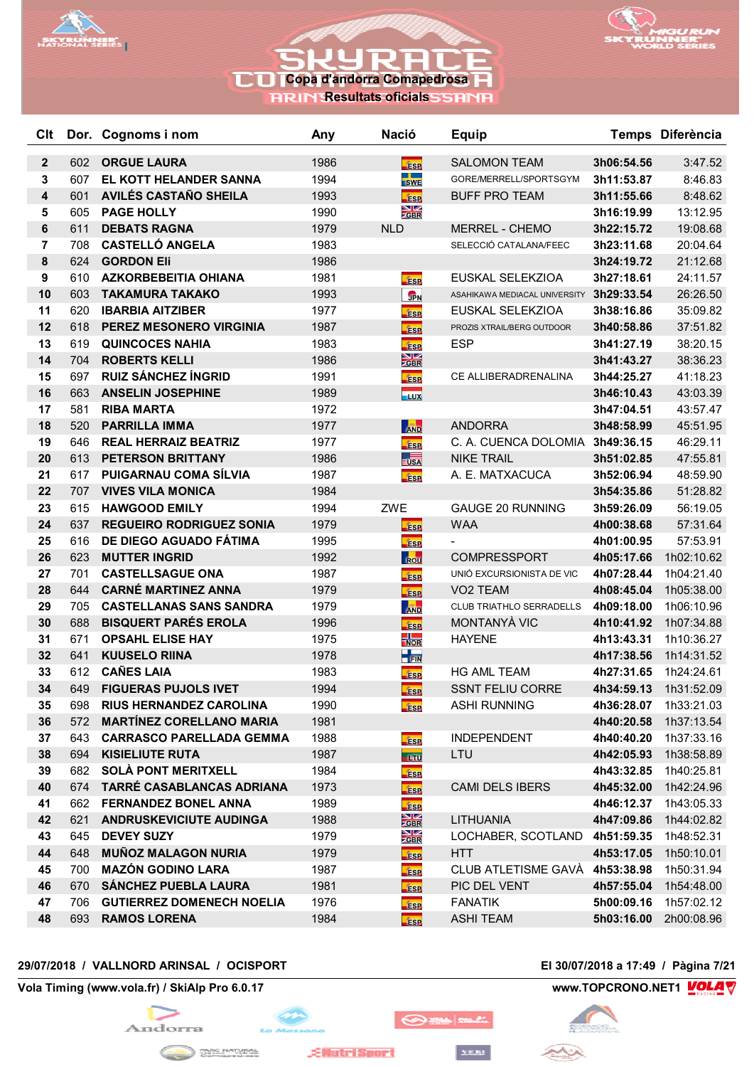# SKYRACE

## Copa d'andorra Comapedrosa

### Resultats oficials

| Clt | Dor. | Cognoms i nom | Any | Nació | Equip | Temps | Diferència |
|---|---|---|---|---|---|---|---|
| 2 | 602 | ORGUE LAURA | 1986 | ESP | SALOMON TEAM | 3h06:54.56 | 3:47.52 |
| 3 | 607 | EL KOTT HELANDER SANNA | 1994 | SWE | GORE/MERRELL/SPORTSGYM | 3h11:53.87 | 8:46.83 |
| 4 | 601 | AVILÉS CASTAÑO SHEILA | 1993 | ESP | BUFF PRO TEAM | 3h11:55.66 | 8:48.62 |
| 5 | 605 | PAGE HOLLY | 1990 | GBR | | 3h16:19.99 | 13:12.95 |
| 6 | 611 | DEBATS RAGNA | 1979 | NLD | MERREL - CHEMO | 3h22:15.72 | 19:08.68 |
| 7 | 708 | CASTELLÓ ANGELA | 1983 | | SELECCIÓ CATALANA/FEEC | 3h23:11.68 | 20:04.64 |
| 8 | 624 | GORDON Eli | 1986 | | | 3h24:19.72 | 21:12.68 |
| 9 | 610 | AZKORBEBEITIA OHIANA | 1981 | ESP | EUSKAL SELEKZIOA | 3h27:18.61 | 24:11.57 |
| 10 | 603 | TAKAMURA TAKAKO | 1993 | JPN | ASAHIKAWA MEDIACAL UNIVERSITY | 3h29:33.54 | 26:26.50 |
| 11 | 620 | IBARBIA AITZIBER | 1977 | ESP | EUSKAL SELEKZIOA | 3h38:16.86 | 35:09.82 |
| 12 | 618 | PEREZ MESONERO VIRGINIA | 1987 | ESP | PROZIS XTRAIL/BERG OUTDOOR | 3h40:58.86 | 37:51.82 |
| 13 | 619 | QUINCOCES NAHIA | 1983 | ESP | ESP | 3h41:27.19 | 38:20.15 |
| 14 | 704 | ROBERTS KELLI | 1986 | GBR | | 3h41:43.27 | 38:36.23 |
| 15 | 697 | RUIZ SÁNCHEZ ÍNGRID | 1991 | ESP | CE ALLIBERADRENALINA | 3h44:25.27 | 41:18.23 |
| 16 | 663 | ANSELIN JOSEPHINE | 1989 | LUX | | 3h46:10.43 | 43:03.39 |
| 17 | 581 | RIBA MARTA | 1972 | | | 3h47:04.51 | 43:57.47 |
| 18 | 520 | PARRILLA IMMA | 1977 | AND | ANDORRA | 3h48:58.99 | 45:51.95 |
| 19 | 646 | REAL HERRAIZ BEATRIZ | 1977 | ESP | C. A. CUENCA DOLOMIA | 3h49:36.15 | 46:29.11 |
| 20 | 613 | PETERSON BRITTANY | 1986 | USA | NIKE TRAIL | 3h51:02.85 | 47:55.81 |
| 21 | 617 | PUIGARNAU COMA SÍLVIA | 1987 | ESP | A. E. MATXACUCA | 3h52:06.94 | 48:59.90 |
| 22 | 707 | VIVES VILA MONICA | 1984 | | | 3h54:35.86 | 51:28.82 |
| 23 | 615 | HAWGOOD EMILY | 1994 | ZWE | GAUGE 20 RUNNING | 3h59:26.09 | 56:19.05 |
| 24 | 637 | REGUEIRO RODRIGUEZ SONIA | 1979 | ESP | WAA | 4h00:38.68 | 57:31.64 |
| 25 | 616 | DE DIEGO AGUADO FÁTIMA | 1995 | ESP | - | 4h01:00.95 | 57:53.91 |
| 26 | 623 | MUTTER INGRID | 1992 | ROU | COMPRESSPORT | 4h05:17.66 | 1h02:10.62 |
| 27 | 701 | CASTELLSAGUE ONA | 1987 | ESP | UNIÓ EXCURSIONISTA DE VIC | 4h07:28.44 | 1h04:21.40 |
| 28 | 644 | CARNÉ MARTINEZ ANNA | 1979 | ESP | VO2 TEAM | 4h08:45.04 | 1h05:38.00 |
| 29 | 705 | CASTELLANAS SANS SANDRA | 1979 | AND | CLUB TRIATHLO SERRADELLS | 4h09:18.00 | 1h06:10.96 |
| 30 | 688 | BISQUERT PARÉS EROLA | 1996 | ESP | MONTANYÀ VIC | 4h10:41.92 | 1h07:34.88 |
| 31 | 671 | OPSAHL ELISE HAY | 1975 | NOR | HAYENE | 4h13:43.31 | 1h10:36.27 |
| 32 | 641 | KUUSELO RIINA | 1978 | FIN | | 4h17:38.56 | 1h14:31.52 |
| 33 | 612 | CAÑES LAIA | 1983 | ESP | HG AML TEAM | 4h27:31.65 | 1h24:24.61 |
| 34 | 649 | FIGUERAS PUJOLS IVET | 1994 | ESP | SSNT FELIU CORRE | 4h34:59.13 | 1h31:52.09 |
| 35 | 698 | RIUS HERNANDEZ CAROLINA | 1990 | ESP | ASHI RUNNING | 4h36:28.07 | 1h33:21.03 |
| 36 | 572 | MARTÍNEZ CORELLANO MARIA | 1981 | | | 4h40:20.58 | 1h37:13.54 |
| 37 | 643 | CARRASCO PARELLADA GEMMA | 1988 | ESP | INDEPENDENT | 4h40:40.20 | 1h37:33.16 |
| 38 | 694 | KISIELIUTE RUTA | 1987 | LTU | LTU | 4h42:05.93 | 1h38:58.89 |
| 39 | 682 | SOLÀ PONT MERITXELL | 1984 | ESP | | 4h43:32.85 | 1h40:25.81 |
| 40 | 674 | TARRÉ CASABLANCAS ADRIANA | 1973 | ESP | CAMI DELS IBERS | 4h45:32.00 | 1h42:24.96 |
| 41 | 662 | FERNANDEZ BONEL ANNA | 1989 | ESP | | 4h46:12.37 | 1h43:05.33 |
| 42 | 621 | ANDRUSKEVICIUTE AUDINGA | 1988 | GBR | LITHUANIA | 4h47:09.86 | 1h44:02.82 |
| 43 | 645 | DEVEY SUZY | 1979 | GBR | LOCHABER, SCOTLAND | 4h51:59.35 | 1h48:52.31 |
| 44 | 648 | MUÑOZ MALAGON NURIA | 1979 | ESP | HTT | 4h53:17.05 | 1h50:10.01 |
| 45 | 700 | MAZÓN GODINO LARA | 1987 | ESP | CLUB ATLETISME GAVÀ | 4h53:38.98 | 1h50:31.94 |
| 46 | 670 | SÁNCHEZ PUEBLA LAURA | 1981 | ESP | PIC DEL VENT | 4h57:55.04 | 1h54:48.00 |
| 47 | 706 | GUTIERREZ DOMENECH NOELIA | 1976 | ESP | FANATIK | 5h00:09.16 | 1h57:02.12 |
| 48 | 693 | RAMOS LORENA | 1984 | ESP | ASHI TEAM | 5h03:16.00 | 2h00:08.96 |

29/07/2018 / VALLNORD ARINSAL / OCISPORT — El 30/07/2018 a 17:49

Vola Timing (www.vola.fr) / SkiAlp Pro 6.0.17 — www.TOPCRONO.NET1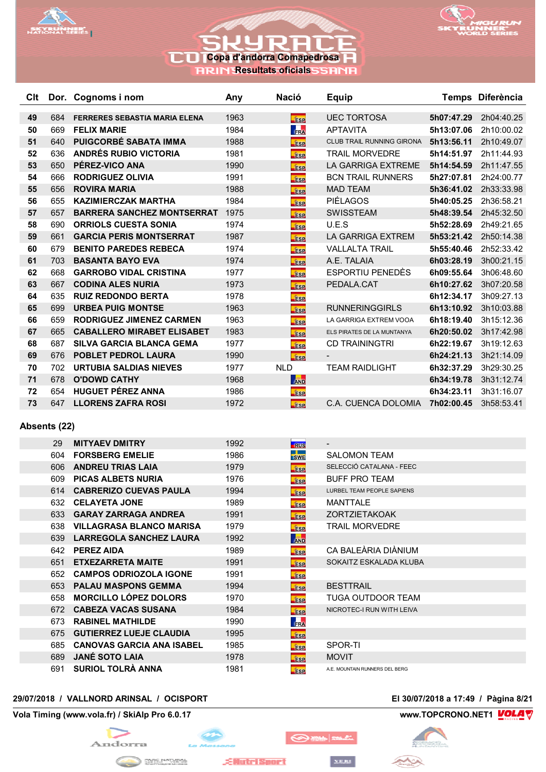# SKYRACE

## Copa d'andorra Comapedrosa

### Resultats oficials

| Clt | Dor. | Cognoms i nom | Any | Nació | Equip | Temps | Diferència |
|---|---|---|---|---|---|---|---|
| 49 | 684 | FERRERES SEBASTIA MARIA ELENA | 1963 | ESP | UEC TORTOSA | 5h07:47.29 | 2h04:40.25 |
| 50 | 669 | FELIX MARIE | 1984 | FRA | APTAVITA | 5h13:07.06 | 2h10:00.02 |
| 51 | 640 | PUIGCORBÉ SABATA IMMA | 1988 | ESP | CLUB TRAIL RUNNING GIRONA | 5h13:56.11 | 2h10:49.07 |
| 52 | 636 | ANDRÉS RUBIO VICTORIA | 1981 | ESP | TRAIL MORVEDRE | 5h14:51.97 | 2h11:44.93 |
| 53 | 650 | PÉREZ-VICO ANA | 1990 | ESP | LA GARRIGA EXTREME | 5h14:54.59 | 2h11:47.55 |
| 54 | 666 | RODRIGUEZ OLIVIA | 1991 | ESP | BCN TRAIL RUNNERS | 5h27:07.81 | 2h24:00.77 |
| 55 | 656 | ROVIRA MARIA | 1988 | ESP | MAD TEAM | 5h36:41.02 | 2h33:33.98 |
| 56 | 655 | KAZIMIERCZAK MARTHA | 1984 | ESP | PIÉLAGOS | 5h40:05.25 | 2h36:58.21 |
| 57 | 657 | BARRERA SANCHEZ MONTSERRAT | 1975 | ESP | SWISSTEAM | 5h48:39.54 | 2h45:32.50 |
| 58 | 690 | ORRIOLS CUESTA SONIA | 1974 | ESP | U.E.S | 5h52:28.69 | 2h49:21.65 |
| 59 | 661 | GARCIA PERIS MONTSERRAT | 1987 | ESP | LA GARRIGA EXTREM | 5h53:21.42 | 2h50:14.38 |
| 60 | 679 | BENITO PAREDES REBECA | 1974 | ESP | VALLALTA TRAIL | 5h55:40.46 | 2h52:33.42 |
| 61 | 703 | BASANTA BAYO EVA | 1974 | ESP | A.E. TALAIA | 6h03:28.19 | 3h00:21.15 |
| 62 | 668 | GARROBO VIDAL CRISTINA | 1977 | ESP | ESPORTIU PENEDÈS | 6h09:55.64 | 3h06:48.60 |
| 63 | 667 | CODINA ALES NURIA | 1973 | ESP | PEDALA.CAT | 6h10:27.62 | 3h07:20.58 |
| 64 | 635 | RUIZ REDONDO BERTA | 1978 | ESP | | 6h12:34.17 | 3h09:27.13 |
| 65 | 699 | URBEA PUIG MONTSE | 1963 | ESP | RUNNERINGGIRLS | 6h13:10.92 | 3h10:03.88 |
| 66 | 659 | RODRIGUEZ JIMENEZ CARMEN | 1963 | ESP | LA GARRIGA EXTREM VOOA | 6h18:19.40 | 3h15:12.36 |
| 67 | 665 | CABALLERO MIRABET ELISABET | 1983 | ESP | ELS PIRATES DE LA MUNTANYA | 6h20:50.02 | 3h17:42.98 |
| 68 | 687 | SILVA GARCIA BLANCA GEMA | 1977 | ESP | CD TRAININGTRI | 6h22:19.67 | 3h19:12.63 |
| 69 | 676 | POBLET PEDROL LAURA | 1990 | ESP | - | 6h24:21.13 | 3h21:14.09 |
| 70 | 702 | URTUBIA SALDIAS NIEVES | 1977 | NLD | TEAM RAIDLIGHT | 6h32:37.29 | 3h29:30.25 |
| 71 | 678 | O'DOWD CATHY | 1968 | AND | | 6h34:19.78 | 3h31:12.74 |
| 72 | 654 | HUGUET PÉREZ ANNA | 1986 | ESP | | 6h34:23.11 | 3h31:16.07 |
| 73 | 647 | LLORENS ZAFRA ROSI | 1972 | ESP | C.A. CUENCA DOLOMIA | 7h02:00.45 | 3h58:53.41 |

**Absents (22)**

| Dor. | Cognoms i nom | Any | Nació | Equip |
|---|---|---|---|---|
| 29 | MITYAEV DMITRY | 1992 | RUS | - |
| 604 | FORSBERG EMELIE | 1986 | SWE | SALOMON TEAM |
| 606 | ANDREU TRIAS LAIA | 1979 | ESP | SELECCIÓ CATALANA - FEEC |
| 609 | PICAS ALBETS NURIA | 1976 | ESP | BUFF PRO TEAM |
| 614 | CABRERIZO CUEVAS PAULA | 1994 | ESP | LURBEL TEAM PEOPLE SAPIENS |
| 632 | CELAYETA JONE | 1989 | ESP | MANTTALE |
| 633 | GARAY ZARRAGA ANDREA | 1991 | ESP | ZORTZIETAKOAK |
| 638 | VILLAGRASA BLANCO MARISA | 1979 | ESP | TRAIL MORVEDRE |
| 639 | LARREGOLA SANCHEZ LAURA | 1992 | AND | |
| 642 | PEREZ AIDA | 1989 | ESP | CA BALEÀRIA DIÀNIUM |
| 651 | ETXEZARRETA MAITE | 1991 | ESP | SOKAITZ ESKALADA KLUBA |
| 652 | CAMPOS ODRIOZOLA IGONE | 1991 | ESP | |
| 653 | PALAU MASPONS GEMMA | 1994 | ESP | BESTTRAIL |
| 658 | MORCILLO LÓPEZ DOLORS | 1970 | ESP | TUGA OUTDOOR TEAM |
| 672 | CABEZA VACAS SUSANA | 1984 | ESP | NICROTEC-I RUN WITH LEIVA |
| 673 | RABINEL MATHILDE | 1990 | FRA | |
| 675 | GUTIERREZ LUEJE CLAUDIA | 1995 | ESP | |
| 685 | CANOVAS GARCIA ANA ISABEL | 1985 | ESP | SPOR-TI |
| 689 | JANÉ SOTO LAIA | 1978 | ESP | MOVIT |
| 691 | SURIOL TOLRÀ ANNA | 1981 | ESP | A.E. MOUNTAIN RUNNERS DEL BERG |

29/07/2018 / VALLNORD ARINSAL / OCISPORT — El 30/07/2018 a 17:49

Vola Timing (www.vola.fr) / SkiAlp Pro 6.0.17 — www.TOPCRONO.NET1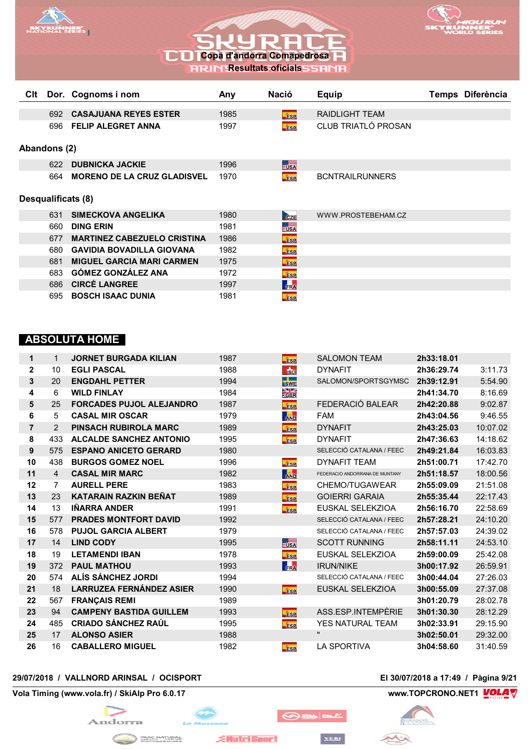# Copa d'andorra Comapedrosa

## Resultats oficials

| Clt | Dor. | Cognoms i nom | Any | Nació | Equip | Temps | Diferència |
|---|---|---|---|---|---|---|---|
| | 692 | CASAJUANA REYES ESTER | 1985 | ESP | RAIDLIGHT TEAM | | |
| | 696 | FELIP ALEGRET ANNA | 1997 | ESP | CLUB TRIATLÓ PROSAN | | |

**Abandons (2)**

| Clt | Dor. | Cognoms i nom | Any | Nació | Equip | Temps | Diferència |
|---|---|---|---|---|---|---|---|
| | 622 | DUBNICKA JACKIE | 1996 | USA | | | |
| | 664 | MORENO DE LA CRUZ GLADISVEL | 1970 | ESP | BCNTRAILRUNNERS | | |

**Desqualificats (8)**

| Clt | Dor. | Cognoms i nom | Any | Nació | Equip | Temps | Diferència |
|---|---|---|---|---|---|---|---|
| | 631 | SIMECKOVA ANGELIKA | 1980 | CZE | WWW.PROSTEBEHAM.CZ | | |
| | 660 | DING ERIN | 1981 | USA | | | |
| | 677 | MARTINEZ CABEZUELO CRISTINA | 1986 | ESP | | | |
| | 680 | GAVIDIA BOVADILLA GIOVANA | 1982 | ESP | | | |
| | 681 | MIGUEL GARCIA MARI CARMEN | 1975 | ESP | | | |
| | 683 | GÓMEZ GONZÁLEZ ANA | 1972 | ESP | | | |
| | 686 | CIRCÉ LANGREE | 1997 | FRA | | | |
| | 695 | BOSCH ISAAC DUNIA | 1981 | ESP | | | |

## ABSOLUTA HOME

| Clt | Dor. | Cognoms i nom | Any | Nació | Equip | Temps | Diferència |
|---|---|---|---|---|---|---|---|
| 1 | 1 | JORNET BURGADA KILIAN | 1987 | ESP | SALOMON TEAM | 2h33:18.01 | |
| 2 | 10 | EGLI PASCAL | 1988 | SUI | DYNAFIT | 2h36:29.74 | 3:11.73 |
| 3 | 20 | ENGDAHL PETTER | 1994 | SWE | SALOMON/SPORTSGYMSC | 2h39:12.91 | 5:54.90 |
| 4 | 6 | WILD FINLAY | 1984 | GBR | | 2h41:34.70 | 8:16.69 |
| 5 | 25 | FORCADES PUJOL ALEJANDRO | 1987 | ESP | FEDERACIÓ BALEAR | 2h42:20.88 | 9:02.87 |
| 6 | 5 | CASAL MIR OSCAR | 1979 | AND | FAM | 2h43:04.56 | 9:46.55 |
| 7 | 2 | PINSACH RUBIROLA MARC | 1989 | ESP | DYNAFIT | 2h43:25.03 | 10:07.02 |
| 8 | 433 | ALCALDE SANCHEZ ANTONIO | 1995 | ESP | DYNAFIT | 2h47:36.63 | 14:18.62 |
| 9 | 575 | ESPANO ANICETO GERARD | 1980 | | SELECCIÓ CATALANA / FEEC | 2h49:21.84 | 16:03.83 |
| 10 | 438 | BURGOS GOMEZ NOEL | 1996 | ESP | DYNAFIT TEAM | 2h51:00.71 | 17:42.70 |
| 11 | 4 | CASAL MIR MARC | 1982 | AND | FEDERACIO ANDORRANA DE MUNTANY | 2h51:18.57 | 18:00.56 |
| 12 | 7 | AURELL PERE | 1983 | ESP | CHEMO/TUGAWEAR | 2h55:09.09 | 21:51.08 |
| 13 | 23 | KATARAIN RAZKIN BEÑAT | 1989 | ESP | GOIERRI GARAIA | 2h55:35.44 | 22:17.43 |
| 14 | 13 | IÑARRA ANDER | 1991 | ESP | EUSKAL SELEKZIOA | 2h56:16.70 | 22:58.69 |
| 15 | 577 | PRADES MONTFORT DAVID | 1992 | | SELECCIÓ CATALANA / FEEC | 2h57:28.21 | 24:10.20 |
| 16 | 578 | PUJOL GARCIA ALBERT | 1979 | | SELECCIÓ CATALANA / FEEC | 2h57:57.03 | 24:39.02 |
| 17 | 14 | LIND CODY | 1995 | USA | SCOTT RUNNING | 2h58:11.11 | 24:53.10 |
| 18 | 19 | LETAMENDI IBAN | 1978 | ESP | EUSKAL SELEKZIOA | 2h59:00.09 | 25:42.08 |
| 19 | 372 | PAUL MATHOU | 1993 | FRA | IRUN/NIKE | 3h00:17.92 | 26:59.91 |
| 20 | 574 | ALÍS SÁNCHEZ JORDI | 1994 | | SELECCIÓ CATALANA / FEEC | 3h00:44.04 | 27:26.03 |
| 21 | 18 | LARRUZEA FERNÁNDEZ ASIER | 1990 | ESP | EUSKAL SELEKZIOA | 3h00:55.09 | 27:37.08 |
| 22 | 567 | FRANÇAIS REMI | 1989 | | | 3h01:20.79 | 28:02.78 |
| 23 | 94 | CAMPENY BASTIDA GUILLEM | 1993 | ESP | ASS.ESP.INTEMPÈRIE | 3h01:30.30 | 28:12.29 |
| 24 | 485 | CRIADO SÁNCHEZ RAÚL | 1995 | ESP | YES NATURAL TEAM | 3h02:33.91 | 29:15.90 |
| 25 | 17 | ALONSO ASIER | 1988 | | " | 3h02:50.01 | 29:32.00 |
| 26 | 16 | CABALLERO MIGUEL | 1982 | ESP | LA SPORTIVA | 3h04:58.60 | 31:40.59 |

29/07/2018 / VALLNORD ARINSAL / OCISPORT — El 30/07/2018 a 17:49

Vola Timing (www.vola.fr) / SkiAlp Pro 6.0.17 — www.TOPCRONO.NET1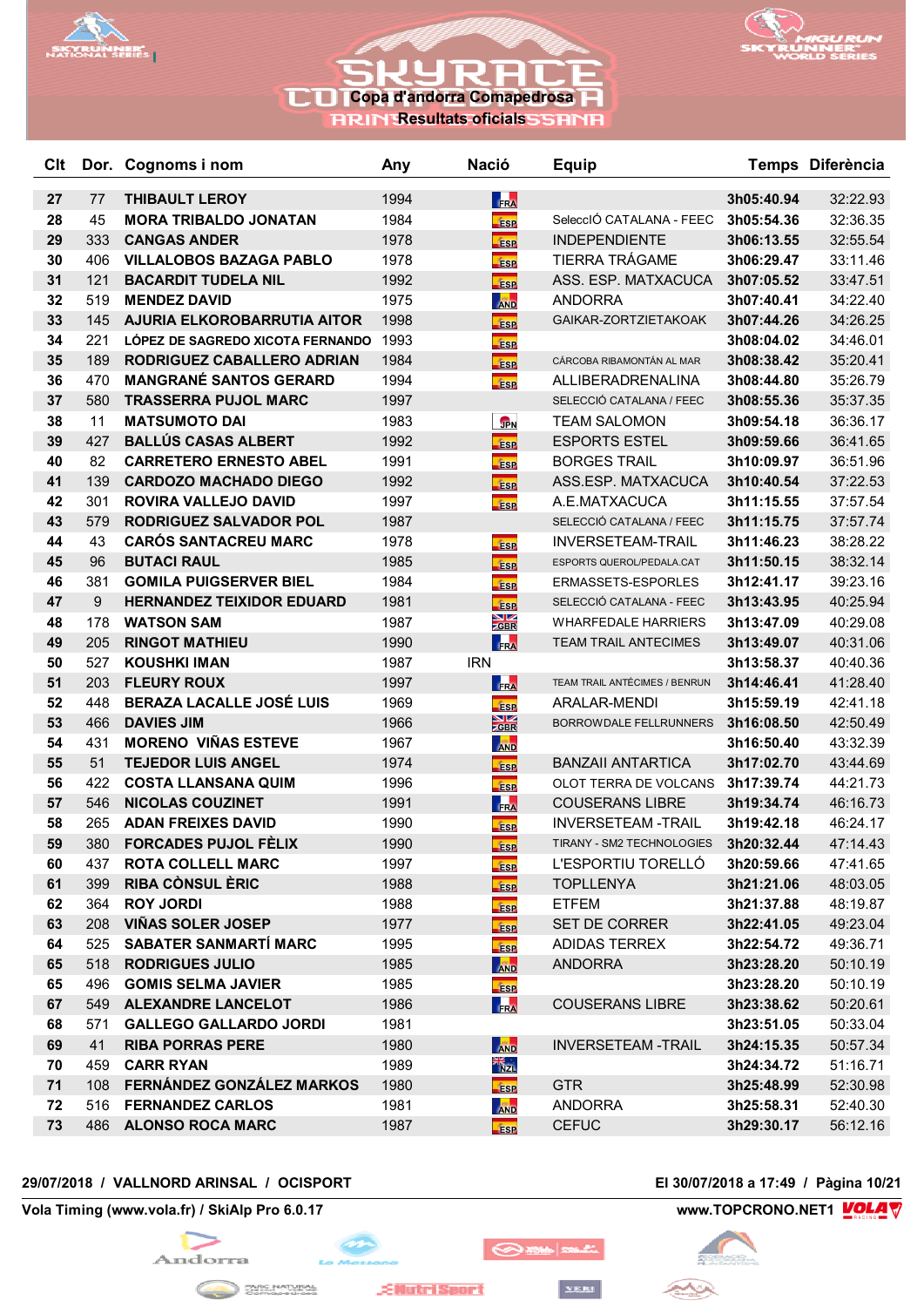# Copa d'andorra Comapedrosa

## Resultats oficials

| Clt | Dor. | Cognoms i nom | Any | Nació | Equip | Temps | Diferència |
|---|---|---|---|---|---|---|---|
| 27 | 77 | THIBAULT LEROY | 1994 | FRA | | 3h05:40.94 | 32:22.93 |
| 28 | 45 | MORA TRIBALDO JONATAN | 1984 | ESP | SelecclÓ CATALANA - FEEC | 3h05:54.36 | 32:36.35 |
| 29 | 333 | CANGAS ANDER | 1978 | ESP | INDEPENDIENTE | 3h06:13.55 | 32:55.54 |
| 30 | 406 | VILLALOBOS BAZAGA PABLO | 1978 | ESP | TIERRA TRÁGAME | 3h06:29.47 | 33:11.46 |
| 31 | 121 | BACARDIT TUDELA NIL | 1992 | ESP | ASS. ESP. MATXACUCA | 3h07:05.52 | 33:47.51 |
| 32 | 519 | MENDEZ DAVID | 1975 | AND | ANDORRA | 3h07:40.41 | 34:22.40 |
| 33 | 145 | AJURIA ELKOROBARRUTIA AITOR | 1998 | ESP | GAIKAR-ZORTZIETAKOAK | 3h07:44.26 | 34:26.25 |
| 34 | 221 | LÓPEZ DE SAGREDO XICOTA FERNANDO | 1993 | ESP | | 3h08:04.02 | 34:46.01 |
| 35 | 189 | RODRIGUEZ CABALLERO ADRIAN | 1984 | ESP | CÁRCOBA RIBAMONTÁN AL MAR | 3h08:38.42 | 35:20.41 |
| 36 | 470 | MANGRANÉ SANTOS GERARD | 1994 | ESP | ALLIBERADRENALINA | 3h08:44.80 | 35:26.79 |
| 37 | 580 | TRASSERRA PUJOL MARC | 1997 | | SELECCIÓ CATALANA / FEEC | 3h08:55.36 | 35:37.35 |
| 38 | 11 | MATSUMOTO DAI | 1983 | JPN | TEAM SALOMON | 3h09:54.18 | 36:36.17 |
| 39 | 427 | BALLÚS CASAS ALBERT | 1992 | ESP | ESPORTS ESTEL | 3h09:59.66 | 36:41.65 |
| 40 | 82 | CARRETERO ERNESTO ABEL | 1991 | ESP | BORGES TRAIL | 3h10:09.97 | 36:51.96 |
| 41 | 139 | CARDOZO MACHADO DIEGO | 1992 | ESP | ASS.ESP. MATXACUCA | 3h10:40.54 | 37:22.53 |
| 42 | 301 | ROVIRA VALLEJO DAVID | 1997 | ESP | A.E.MATXACUCA | 3h11:15.55 | 37:57.54 |
| 43 | 579 | RODRIGUEZ SALVADOR POL | 1987 | | SELECCIÓ CATALANA / FEEC | 3h11:15.75 | 37:57.74 |
| 44 | 43 | CARÓS SANTACREU MARC | 1978 | ESP | INVERSETEAM-TRAIL | 3h11:46.23 | 38:28.22 |
| 45 | 96 | BUTACI RAUL | 1985 | ESP | ESPORTS QUEROL/PEDALA.CAT | 3h11:50.15 | 38:32.14 |
| 46 | 381 | GOMILA PUIGSERVER BIEL | 1984 | ESP | ERMASSETS-ESPORLES | 3h12:41.17 | 39:23.16 |
| 47 | 9 | HERNANDEZ TEIXIDOR EDUARD | 1981 | ESP | SELECCIÓ CATALANA - FEEC | 3h13:43.95 | 40:25.94 |
| 48 | 178 | WATSON SAM | 1987 | GBR | WHARFEDALE HARRIERS | 3h13:47.09 | 40:29.08 |
| 49 | 205 | RINGOT MATHIEU | 1990 | FRA | TEAM TRAIL ANTECIMES | 3h13:49.07 | 40:31.06 |
| 50 | 527 | KOUSHKI IMAN | 1987 | IRN | | 3h13:58.37 | 40:40.36 |
| 51 | 203 | FLEURY ROUX | 1997 | FRA | TEAM TRAIL ANTÉCIMES / BENRUN | 3h14:46.41 | 41:28.40 |
| 52 | 448 | BERAZA LACALLE JOSÉ LUIS | 1969 | ESP | ARALAR-MENDI | 3h15:59.19 | 42:41.18 |
| 53 | 466 | DAVIES JIM | 1966 | GBR | BORROWDALE FELLRUNNERS | 3h16:08.50 | 42:50.49 |
| 54 | 431 | MORENO VIÑAS ESTEVE | 1967 | AND | | 3h16:50.40 | 43:32.39 |
| 55 | 51 | TEJEDOR LUIS ANGEL | 1974 | ESP | BANZAII ANTARTICA | 3h17:02.70 | 43:44.69 |
| 56 | 422 | COSTA LLANSANA QUIM | 1996 | ESP | OLOT TERRA DE VOLCANS | 3h17:39.74 | 44:21.73 |
| 57 | 546 | NICOLAS COUZINET | 1991 | FRA | COUSERANS LIBRE | 3h19:34.74 | 46:16.73 |
| 58 | 265 | ADAN FREIXES DAVID | 1990 | ESP | INVERSETEAM -TRAIL | 3h19:42.18 | 46:24.17 |
| 59 | 380 | FORCADES PUJOL FÈLIX | 1990 | ESP | TIRANY - SM2 TECHNOLOGIES | 3h20:32.44 | 47:14.43 |
| 60 | 437 | ROTA COLLELL MARC | 1997 | ESP | L'ESPORTIU TORELLÓ | 3h20:59.66 | 47:41.65 |
| 61 | 399 | RIBA CÒNSUL ÈRIC | 1988 | ESP | TOPLLENYA | 3h21:21.06 | 48:03.05 |
| 62 | 364 | ROY JORDI | 1988 | ESP | ETFEM | 3h21:37.88 | 48:19.87 |
| 63 | 208 | VIÑAS SOLER JOSEP | 1977 | ESP | SET DE CORRER | 3h22:41.05 | 49:23.04 |
| 64 | 525 | SABATER SANMARTÍ MARC | 1995 | ESP | ADIDAS TERREX | 3h22:54.72 | 49:36.71 |
| 65 | 518 | RODRIGUES JULIO | 1985 | AND | ANDORRA | 3h23:28.20 | 50:10.19 |
| 65 | 496 | GOMIS SELMA JAVIER | 1985 | ESP | | 3h23:28.20 | 50:10.19 |
| 67 | 549 | ALEXANDRE LANCELOT | 1986 | FRA | COUSERANS LIBRE | 3h23:38.62 | 50:20.61 |
| 68 | 571 | GALLEGO GALLARDO JORDI | 1981 | | | 3h23:51.05 | 50:33.04 |
| 69 | 41 | RIBA PORRAS PERE | 1980 | AND | INVERSETEAM -TRAIL | 3h24:15.35 | 50:57.34 |
| 70 | 459 | CARR RYAN | 1989 | NZL | | 3h24:34.72 | 51:16.71 |
| 71 | 108 | FERNÁNDEZ GONZÁLEZ MARKOS | 1980 | ESP | GTR | 3h25:48.99 | 52:30.98 |
| 72 | 516 | FERNANDEZ CARLOS | 1981 | AND | ANDORRA | 3h25:58.31 | 52:40.30 |
| 73 | 486 | ALONSO ROCA MARC | 1987 | ESP | CEFUC | 3h29:30.17 | 56:12.16 |

**29/07/2018 / VALLNORD ARINSAL / OCISPORT** — **El 30/07/2018 a 17:49**

**Vola Timing (www.vola.fr) / SkiAlp Pro 6.0.17** — **www.TOPCRONO.NET1**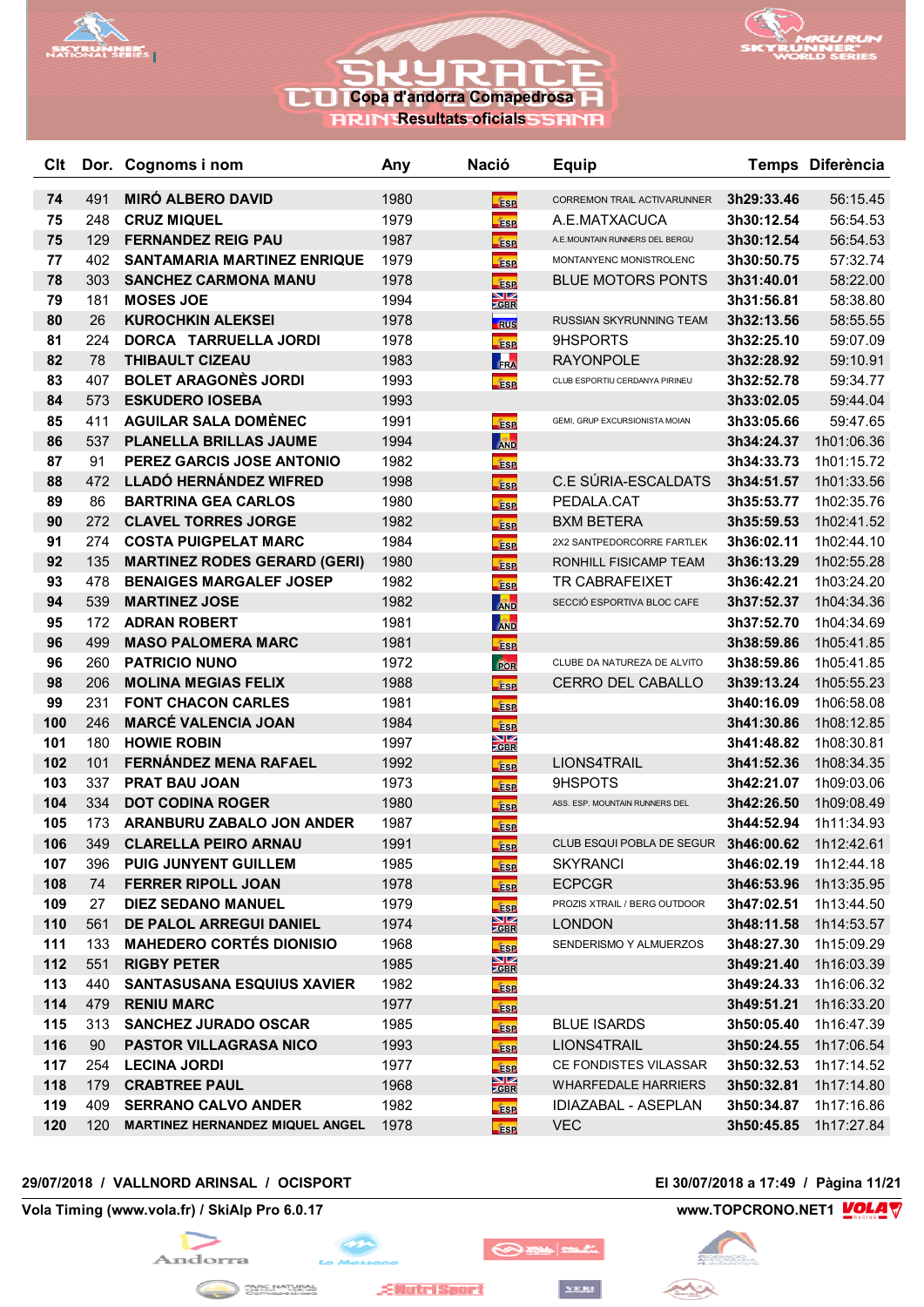# Copa d'andorra Comapedrosa

## Resultats oficials

| Clt | Dor. | Cognoms i nom | Any | Nació | Equip | Temps | Diferència |
|---|---|---|---|---|---|---|---|
| 74 | 491 | MIRÓ ALBERO DAVID | 1980 | ESP | CORREMON TRAIL ACTIVARUNNER | 3h29:33.46 | 56:15.45 |
| 75 | 248 | CRUZ MIQUEL | 1979 | ESP | A.E.MATXACUCA | 3h30:12.54 | 56:54.53 |
| 75 | 129 | FERNANDEZ REIG PAU | 1987 | ESP | A.E.MOUNTAIN RUNNERS DEL BERGU | 3h30:12.54 | 56:54.53 |
| 77 | 402 | SANTAMARIA MARTINEZ ENRIQUE | 1979 | ESP | MONTANYENC MONISTROLENC | 3h30:50.75 | 57:32.74 |
| 78 | 303 | SANCHEZ CARMONA MANU | 1978 | ESP | BLUE MOTORS PONTS | 3h31:40.01 | 58:22.00 |
| 79 | 181 | MOSES JOE | 1994 | GBR | | 3h31:56.81 | 58:38.80 |
| 80 | 26 | KUROCHKIN ALEKSEI | 1978 | RUS | RUSSIAN SKYRUNNING TEAM | 3h32:13.56 | 58:55.55 |
| 81 | 224 | DORCA TARRUELLA JORDI | 1978 | ESP | 9HSPORTS | 3h32:25.10 | 59:07.09 |
| 82 | 78 | THIBAULT CIZEAU | 1983 | FRA | RAYONPOLE | 3h32:28.92 | 59:10.91 |
| 83 | 407 | BOLET ARAGONÈS JORDI | 1993 | ESP | CLUB ESPORTIU CERDANYA PIRINEU | 3h32:52.78 | 59:34.77 |
| 84 | 573 | ESKUDERO IOSEBA | 1993 | | | 3h33:02.05 | 59:44.04 |
| 85 | 411 | AGUILAR SALA DOMÈNEC | 1991 | ESP | GEMI, GRUP EXCURSIONISTA MOIAN | 3h33:05.66 | 59:47.65 |
| 86 | 537 | PLANELLA BRILLAS JAUME | 1994 | AND | | 3h34:24.37 | 1h01:06.36 |
| 87 | 91 | PEREZ GARCIS JOSE ANTONIO | 1982 | ESP | | 3h34:33.73 | 1h01:15.72 |
| 88 | 472 | LLADÓ HERNÁNDEZ WIFRED | 1998 | ESP | C.E SÚRIA-ESCALDATS | 3h34:51.57 | 1h01:33.56 |
| 89 | 86 | BARTRINA GEA CARLOS | 1980 | ESP | PEDALA.CAT | 3h35:53.77 | 1h02:35.76 |
| 90 | 272 | CLAVEL TORRES JORGE | 1982 | ESP | BXM BETERA | 3h35:59.53 | 1h02:41.52 |
| 91 | 274 | COSTA PUIGPELAT MARC | 1984 | ESP | 2X2 SANTPEDORCORRE FARTLEK | 3h36:02.11 | 1h02:44.10 |
| 92 | 135 | MARTINEZ RODES GERARD (GERI) | 1980 | ESP | RONHILL FISICAMP TEAM | 3h36:13.29 | 1h02:55.28 |
| 93 | 478 | BENAIGES MARGALEF JOSEP | 1982 | ESP | TR CABRAFEIXET | 3h36:42.21 | 1h03:24.20 |
| 94 | 539 | MARTINEZ JOSE | 1982 | AND | SECCIÓ ESPORTIVA BLOC CAFE | 3h37:52.37 | 1h04:34.36 |
| 95 | 172 | ADRAN ROBERT | 1981 | AND | | 3h37:52.70 | 1h04:34.69 |
| 96 | 499 | MASO PALOMERA MARC | 1981 | ESP | | 3h38:59.86 | 1h05:41.85 |
| 96 | 260 | PATRICIO NUNO | 1972 | POR | CLUBE DA NATUREZA DE ALVITO | 3h38:59.86 | 1h05:41.85 |
| 98 | 206 | MOLINA MEGIAS FELIX | 1988 | ESP | CERRO DEL CABALLO | 3h39:13.24 | 1h05:55.23 |
| 99 | 231 | FONT CHACON CARLES | 1981 | ESP | | 3h40:16.09 | 1h06:58.08 |
| 100 | 246 | MARCÉ VALENCIA JOAN | 1984 | ESP | | 3h41:30.86 | 1h08:12.85 |
| 101 | 180 | HOWIE ROBIN | 1997 | GBR | | 3h41:48.82 | 1h08:30.81 |
| 102 | 101 | FERNÁNDEZ MENA RAFAEL | 1992 | ESP | LIONS4TRAIL | 3h41:52.36 | 1h08:34.35 |
| 103 | 337 | PRAT BAU JOAN | 1973 | ESP | 9HSPOTS | 3h42:21.07 | 1h09:03.06 |
| 104 | 334 | DOT CODINA ROGER | 1980 | ESP | ASS. ESP. MOUNTAIN RUNNERS DEL | 3h42:26.50 | 1h09:08.49 |
| 105 | 173 | ARANBURU ZABALO JON ANDER | 1987 | ESP | | 3h44:52.94 | 1h11:34.93 |
| 106 | 349 | CLARELLA PEIRO ARNAU | 1991 | ESP | CLUB ESQUI POBLA DE SEGUR | 3h46:00.62 | 1h12:42.61 |
| 107 | 396 | PUIG JUNYENT GUILLEM | 1985 | ESP | SKYRANCI | 3h46:02.19 | 1h12:44.18 |
| 108 | 74 | FERRER RIPOLL JOAN | 1978 | ESP | ECPCGR | 3h46:53.96 | 1h13:35.95 |
| 109 | 27 | DIEZ SEDANO MANUEL | 1979 | ESP | PROZIS XTRAIL / BERG OUTDOOR | 3h47:02.51 | 1h13:44.50 |
| 110 | 561 | DE PALOL ARREGUI DANIEL | 1974 | GBR | LONDON | 3h48:11.58 | 1h14:53.57 |
| 111 | 133 | MAHEDERO CORTÉS DIONISIO | 1968 | ESP | SENDERISMO Y ALMUERZOS | 3h48:27.30 | 1h15:09.29 |
| 112 | 551 | RIGBY PETER | 1985 | GBR | | 3h49:21.40 | 1h16:03.39 |
| 113 | 440 | SANTASUSANA ESQUIUS XAVIER | 1982 | ESP | | 3h49:24.33 | 1h16:06.32 |
| 114 | 479 | RENIU MARC | 1977 | ESP | | 3h49:51.21 | 1h16:33.20 |
| 115 | 313 | SANCHEZ JURADO OSCAR | 1985 | ESP | BLUE ISARDS | 3h50:05.40 | 1h16:47.39 |
| 116 | 90 | PASTOR VILLAGRASA NICO | 1993 | ESP | LIONS4TRAIL | 3h50:24.55 | 1h17:06.54 |
| 117 | 254 | LECINA JORDI | 1977 | ESP | CE FONDISTES VILASSAR | 3h50:32.53 | 1h17:14.52 |
| 118 | 179 | CRABTREE PAUL | 1968 | GBR | WHARFEDALE HARRIERS | 3h50:32.81 | 1h17:14.80 |
| 119 | 409 | SERRANO CALVO ANDER | 1982 | ESP | IDIAZABAL - ASEPLAN | 3h50:34.87 | 1h17:16.86 |
| 120 | 120 | MARTINEZ HERNANDEZ MIQUEL ANGEL | 1978 | ESP | VEC | 3h50:45.85 | 1h17:27.84 |

29/07/2018 / VALLNORD ARINSAL / OCISPORT

El 30/07/2018 a 17:49

Vola Timing (www.vola.fr) / SkiAlp Pro 6.0.17

www.TOPCRONO.NET1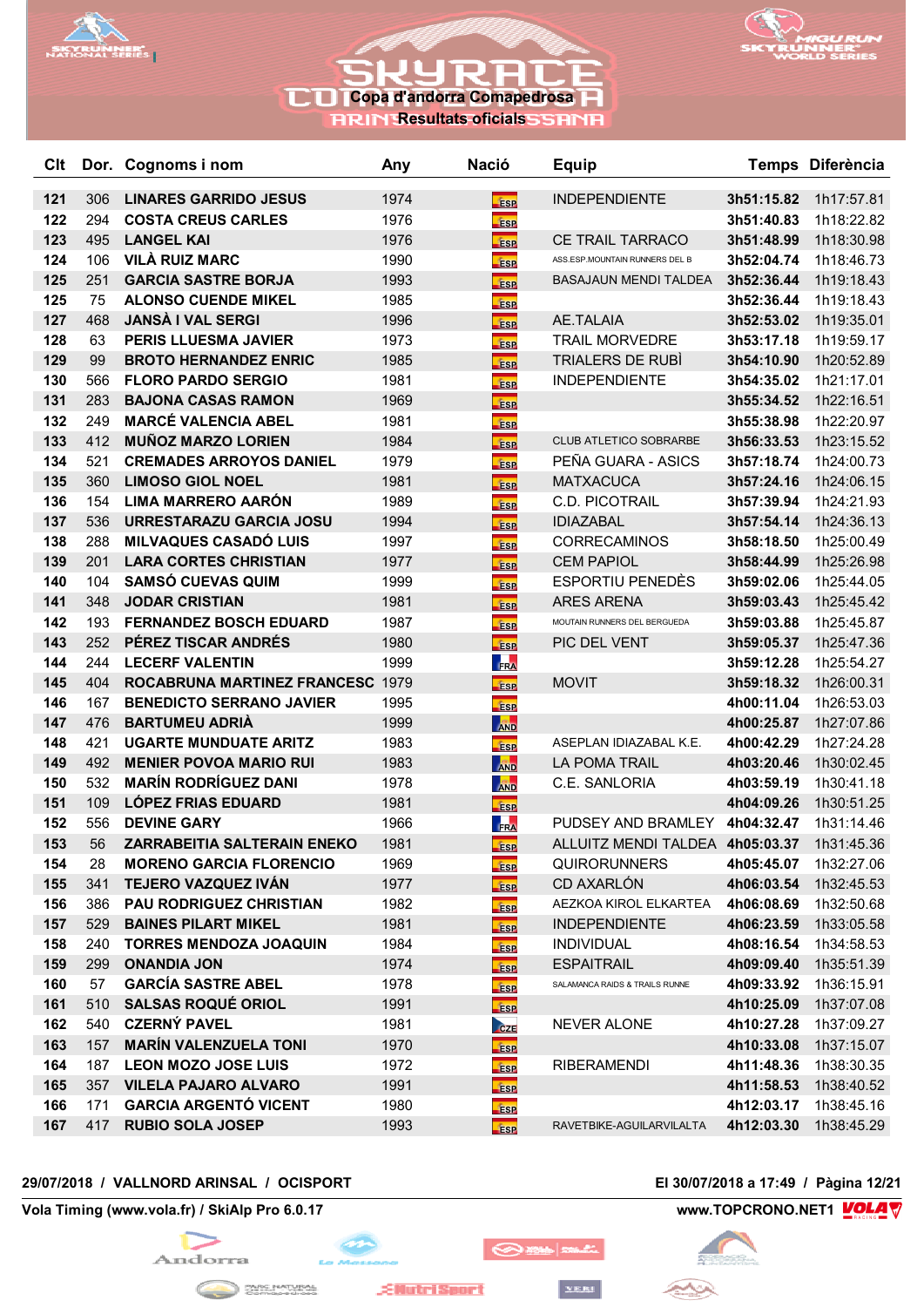# SKYRACE

## Copa d'andorra Comapedrosa

### Resultats oficials

| Clt | Dor. | Cognoms i nom | Any | Nació | Equip | Temps | Diferència |
|---|---|---|---|---|---|---|---|
| 121 | 306 | LINARES GARRIDO JESUS | 1974 | ESP | INDEPENDIENTE | 3h51:15.82 | 1h17:57.81 |
| 122 | 294 | COSTA CREUS CARLES | 1976 | ESP | | 3h51:40.83 | 1h18:22.82 |
| 123 | 495 | LANGEL KAI | 1976 | ESP | CE TRAIL TARRACO | 3h51:48.99 | 1h18:30.98 |
| 124 | 106 | VILÀ RUIZ MARC | 1990 | ESP | ASS.ESP.MOUNTAIN RUNNERS DEL B | 3h52:04.74 | 1h18:46.73 |
| 125 | 251 | GARCIA SASTRE BORJA | 1993 | ESP | BASAJAUN MENDI TALDEA | 3h52:36.44 | 1h19:18.43 |
| 125 | 75 | ALONSO CUENDE MIKEL | 1985 | ESP | | 3h52:36.44 | 1h19:18.43 |
| 127 | 468 | JANSÀ I VAL SERGI | 1996 | ESP | AE.TALAIA | 3h52:53.02 | 1h19:35.01 |
| 128 | 63 | PERIS LLUESMA JAVIER | 1973 | ESP | TRAIL MORVEDRE | 3h53:17.18 | 1h19:59.17 |
| 129 | 99 | BROTO HERNANDEZ ENRIC | 1985 | ESP | TRIALERS DE RUBÌ | 3h54:10.90 | 1h20:52.89 |
| 130 | 566 | FLORO PARDO SERGIO | 1981 | ESP | INDEPENDIENTE | 3h54:35.02 | 1h21:17.01 |
| 131 | 283 | BAJONA CASAS RAMON | 1969 | ESP | | 3h55:34.52 | 1h22:16.51 |
| 132 | 249 | MARCÉ VALENCIA ABEL | 1981 | ESP | | 3h55:38.98 | 1h22:20.97 |
| 133 | 412 | MUÑOZ MARZO LORIEN | 1984 | ESP | CLUB ATLETICO SOBRARBE | 3h56:33.53 | 1h23:15.52 |
| 134 | 521 | CREMADES ARROYOS DANIEL | 1979 | ESP | PEÑA GUARA - ASICS | 3h57:18.74 | 1h24:00.73 |
| 135 | 360 | LIMOSO GIOL NOEL | 1981 | ESP | MATXACUCA | 3h57:24.16 | 1h24:06.15 |
| 136 | 154 | LIMA MARRERO AARÓN | 1989 | ESP | C.D. PICOTRAIL | 3h57:39.94 | 1h24:21.93 |
| 137 | 536 | URRESTARAZU GARCIA JOSU | 1994 | ESP | IDIAZABAL | 3h57:54.14 | 1h24:36.13 |
| 138 | 288 | MILVAQUES CASADÓ LUIS | 1997 | ESP | CORRECAMINOS | 3h58:18.50 | 1h25:00.49 |
| 139 | 201 | LARA CORTES CHRISTIAN | 1977 | ESP | CEM PAPIOL | 3h58:44.99 | 1h25:26.98 |
| 140 | 104 | SAMSÓ CUEVAS QUIM | 1999 | ESP | ESPORTIU PENEDÈS | 3h59:02.06 | 1h25:44.05 |
| 141 | 348 | JODAR CRISTIAN | 1981 | ESP | ARES ARENA | 3h59:03.43 | 1h25:45.42 |
| 142 | 193 | FERNANDEZ BOSCH EDUARD | 1987 | ESP | MOUTAIN RUNNERS DEL BERGUEDA | 3h59:03.88 | 1h25:45.87 |
| 143 | 252 | PÉREZ TISCAR ANDRÉS | 1980 | ESP | PIC DEL VENT | 3h59:05.37 | 1h25:47.36 |
| 144 | 244 | LECERF VALENTIN | 1999 | FRA | | 3h59:12.28 | 1h25:54.27 |
| 145 | 404 | ROCABRUNA MARTINEZ FRANCESC | 1979 | ESP | MOVIT | 3h59:18.32 | 1h26:00.31 |
| 146 | 167 | BENEDICTO SERRANO JAVIER | 1995 | ESP | | 4h00:11.04 | 1h26:53.03 |
| 147 | 476 | BARTUMEU ADRIÀ | 1999 | AND | | 4h00:25.87 | 1h27:07.86 |
| 148 | 421 | UGARTE MUNDUATE ARITZ | 1983 | ESP | ASEPLAN IDIAZABAL K.E. | 4h00:42.29 | 1h27:24.28 |
| 149 | 492 | MENIER POVOA MARIO RUI | 1983 | AND | LA POMA TRAIL | 4h03:20.46 | 1h30:02.45 |
| 150 | 532 | MARÍN RODRÍGUEZ DANI | 1978 | AND | C.E. SANLORIA | 4h03:59.19 | 1h30:41.18 |
| 151 | 109 | LÓPEZ FRIAS EDUARD | 1981 | ESP | | 4h04:09.26 | 1h30:51.25 |
| 152 | 556 | DEVINE GARY | 1966 | FRA | PUDSEY AND BRAMLEY | 4h04:32.47 | 1h31:14.46 |
| 153 | 56 | ZARRABEITIA SALTERAIN ENEKO | 1981 | ESP | ALLUITZ MENDI TALDEA | 4h05:03.37 | 1h31:45.36 |
| 154 | 28 | MORENO GARCIA FLORENCIO | 1969 | ESP | QUIRORUNNERS | 4h05:45.07 | 1h32:27.06 |
| 155 | 341 | TEJERO VAZQUEZ IVÁN | 1977 | ESP | CD AXARLÓN | 4h06:03.54 | 1h32:45.53 |
| 156 | 386 | PAU RODRIGUEZ CHRISTIAN | 1982 | ESP | AEZKOA KIROL ELKARTEA | 4h06:08.69 | 1h32:50.68 |
| 157 | 529 | BAINES PILART MIKEL | 1981 | ESP | INDEPENDIENTE | 4h06:23.59 | 1h33:05.58 |
| 158 | 240 | TORRES MENDOZA JOAQUIN | 1984 | ESP | INDIVIDUAL | 4h08:16.54 | 1h34:58.53 |
| 159 | 299 | ONANDIA JON | 1974 | ESP | ESPAITRAIL | 4h09:09.40 | 1h35:51.39 |
| 160 | 57 | GARCÍA SASTRE ABEL | 1978 | ESP | SALAMANCA RAIDS & TRAILS RUNNE | 4h09:33.92 | 1h36:15.91 |
| 161 | 510 | SALSAS ROQUÉ ORIOL | 1991 | ESP | | 4h10:25.09 | 1h37:07.08 |
| 162 | 540 | CZERNÝ PAVEL | 1981 | CZE | NEVER ALONE | 4h10:27.28 | 1h37:09.27 |
| 163 | 157 | MARÍN VALENZUELA TONI | 1970 | ESP | | 4h10:33.08 | 1h37:15.07 |
| 164 | 187 | LEON MOZO JOSE LUIS | 1972 | ESP | RIBERAMENDI | 4h11:48.36 | 1h38:30.35 |
| 165 | 357 | VILELA PAJARO ALVARO | 1991 | ESP | | 4h11:58.53 | 1h38:40.52 |
| 166 | 171 | GARCIA ARGENTÓ VICENT | 1980 | ESP | | 4h12:03.17 | 1h38:45.16 |
| 167 | 417 | RUBIO SOLA JOSEP | 1993 | ESP | RAVETBIKE-AGUILARVILALTA | 4h12:03.30 | 1h38:45.29 |

29/07/2018 / VALLNORD ARINSAL / OCISPORT — El 30/07/2018 a 17:49 / Pàgina 12/21

Vola Timing (www.vola.fr) / SkiAlp Pro 6.0.17 — www.TOPCRONO.NET1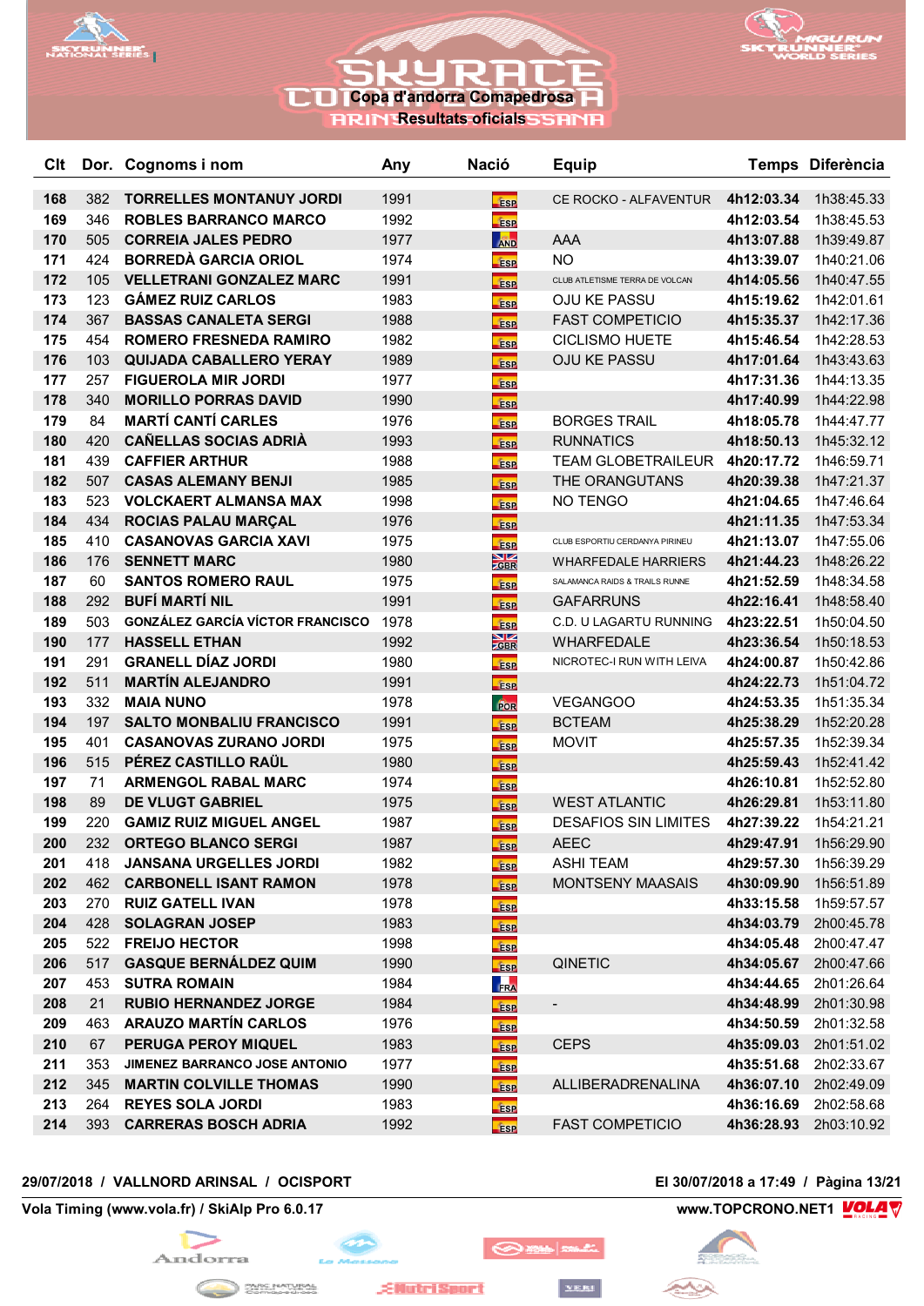# Copa d'andorra Comapedrosa

## Resultats oficials

| Clt | Dor. | Cognoms i nom | Any | Nació | Equip | Temps | Diferència |
|---|---|---|---|---|---|---|---|
| 168 | 382 | TORRELLES MONTANUY JORDI | 1991 | ESP | CE ROCKO - ALFAVENTUR | 4h12:03.34 | 1h38:45.33 |
| 169 | 346 | ROBLES BARRANCO MARCO | 1992 | ESP | | 4h12:03.54 | 1h38:45.53 |
| 170 | 505 | CORREIA JALES PEDRO | 1977 | AND | AAA | 4h13:07.88 | 1h39:49.87 |
| 171 | 424 | BORREDÀ GARCIA ORIOL | 1974 | ESP | NO | 4h13:39.07 | 1h40:21.06 |
| 172 | 105 | VELLETRANI GONZALEZ MARC | 1991 | ESP | CLUB ATLETISME TERRA DE VOLCAN | 4h14:05.56 | 1h40:47.55 |
| 173 | 123 | GÁMEZ RUIZ CARLOS | 1983 | ESP | OJU KE PASSU | 4h15:19.62 | 1h42:01.61 |
| 174 | 367 | BASSAS CANALETA SERGI | 1988 | ESP | FAST COMPETICIO | 4h15:35.37 | 1h42:17.36 |
| 175 | 454 | ROMERO FRESNEDA RAMIRO | 1982 | ESP | CICLISMO HUETE | 4h15:46.54 | 1h42:28.53 |
| 176 | 103 | QUIJADA CABALLERO YERAY | 1989 | ESP | OJU KE PASSU | 4h17:01.64 | 1h43:43.63 |
| 177 | 257 | FIGUEROLA MIR JORDI | 1977 | ESP | | 4h17:31.36 | 1h44:13.35 |
| 178 | 340 | MORILLO PORRAS DAVID | 1990 | ESP | | 4h17:40.99 | 1h44:22.98 |
| 179 | 84 | MARTÍ CANTÍ CARLES | 1976 | ESP | BORGES TRAIL | 4h18:05.78 | 1h44:47.77 |
| 180 | 420 | CAÑELLAS SOCIAS ADRIÀ | 1993 | ESP | RUNNATICS | 4h18:50.13 | 1h45:32.12 |
| 181 | 439 | CAFFIER ARTHUR | 1988 | ESP | TEAM GLOBETRAILEUR | 4h20:17.72 | 1h46:59.71 |
| 182 | 507 | CASAS ALEMANY BENJI | 1985 | ESP | THE ORANGUTANS | 4h20:39.38 | 1h47:21.37 |
| 183 | 523 | VOLCKAERT ALMANSA MAX | 1998 | ESP | NO TENGO | 4h21:04.65 | 1h47:46.64 |
| 184 | 434 | ROCIAS PALAU MARÇAL | 1976 | ESP | | 4h21:11.35 | 1h47:53.34 |
| 185 | 410 | CASANOVAS GARCIA XAVI | 1975 | ESP | CLUB ESPORTIU CERDANYA PIRINEU | 4h21:13.07 | 1h47:55.06 |
| 186 | 176 | SENNETT MARC | 1980 | GBR | WHARFEDALE HARRIERS | 4h21:44.23 | 1h48:26.22 |
| 187 | 60 | SANTOS ROMERO RAUL | 1975 | ESP | SALAMANCA RAIDS & TRAILS RUNNE | 4h21:52.59 | 1h48:34.58 |
| 188 | 292 | BUFÍ MARTÍ NIL | 1991 | ESP | GAFARRUNS | 4h22:16.41 | 1h48:58.40 |
| 189 | 503 | GONZÁLEZ GARCÍA VÍCTOR FRANCISCO | 1978 | ESP | C.D. U LAGARTU RUNNING | 4h23:22.51 | 1h50:04.50 |
| 190 | 177 | HASSELL ETHAN | 1992 | GBR | WHARFEDALE | 4h23:36.54 | 1h50:18.53 |
| 191 | 291 | GRANELL DÍAZ JORDI | 1980 | ESP | NICROTEC-I RUN WITH LEIVA | 4h24:00.87 | 1h50:42.86 |
| 192 | 511 | MARTÍN ALEJANDRO | 1991 | ESP | | 4h24:22.73 | 1h51:04.72 |
| 193 | 332 | MAIA NUNO | 1978 | POR | VEGANGOO | 4h24:53.35 | 1h51:35.34 |
| 194 | 197 | SALTO MONBALIU FRANCISCO | 1991 | ESP | BCTEAM | 4h25:38.29 | 1h52:20.28 |
| 195 | 401 | CASANOVAS ZURANO JORDI | 1975 | ESP | MOVIT | 4h25:57.35 | 1h52:39.34 |
| 196 | 515 | PÉREZ CASTILLO RAÜL | 1980 | ESP | | 4h25:59.43 | 1h52:41.42 |
| 197 | 71 | ARMENGOL RABAL MARC | 1974 | ESP | | 4h26:10.81 | 1h52:52.80 |
| 198 | 89 | DE VLUGT GABRIEL | 1975 | ESP | WEST ATLANTIC | 4h26:29.81 | 1h53:11.80 |
| 199 | 220 | GAMIZ RUIZ MIGUEL ANGEL | 1987 | ESP | DESAFIOS SIN LIMITES | 4h27:39.22 | 1h54:21.21 |
| 200 | 232 | ORTEGO BLANCO SERGI | 1987 | ESP | AEEC | 4h29:47.91 | 1h56:29.90 |
| 201 | 418 | JANSANA URGELLES JORDI | 1982 | ESP | ASHI TEAM | 4h29:57.30 | 1h56:39.29 |
| 202 | 462 | CARBONELL ISANT RAMON | 1978 | ESP | MONTSENY MAASAIS | 4h30:09.90 | 1h56:51.89 |
| 203 | 270 | RUIZ GATELL IVAN | 1978 | ESP | | 4h33:15.58 | 1h59:57.57 |
| 204 | 428 | SOLAGRAN JOSEP | 1983 | ESP | | 4h34:03.79 | 2h00:45.78 |
| 205 | 522 | FREIJO HECTOR | 1998 | ESP | | 4h34:05.48 | 2h00:47.47 |
| 206 | 517 | GASQUE BERNÁLDEZ QUIM | 1990 | ESP | QINETIC | 4h34:05.67 | 2h00:47.66 |
| 207 | 453 | SUTRA ROMAIN | 1984 | FRA | | 4h34:44.65 | 2h01:26.64 |
| 208 | 21 | RUBIO HERNANDEZ JORGE | 1984 | ESP | - | 4h34:48.99 | 2h01:30.98 |
| 209 | 463 | ARAUZO MARTÍN CARLOS | 1976 | ESP | | 4h34:50.59 | 2h01:32.58 |
| 210 | 67 | PERUGA PEROY MIQUEL | 1983 | ESP | CEPS | 4h35:09.03 | 2h01:51.02 |
| 211 | 353 | JIMENEZ BARRANCO JOSE ANTONIO | 1977 | ESP | | 4h35:51.68 | 2h02:33.67 |
| 212 | 345 | MARTIN COLVILLE THOMAS | 1990 | ESP | ALLIBERADRENALINA | 4h36:07.10 | 2h02:49.09 |
| 213 | 264 | REYES SOLA JORDI | 1983 | ESP | | 4h36:16.69 | 2h02:58.68 |
| 214 | 393 | CARRERAS BOSCH ADRIA | 1992 | ESP | FAST COMPETICIO | 4h36:28.93 | 2h03:10.92 |

29/07/2018 / VALLNORD ARINSAL / OCISPORT — El 30/07/2018 a 17:49

Vola Timing (www.vola.fr) / SkiAlp Pro 6.0.17 — www.TOPCRONO.NET1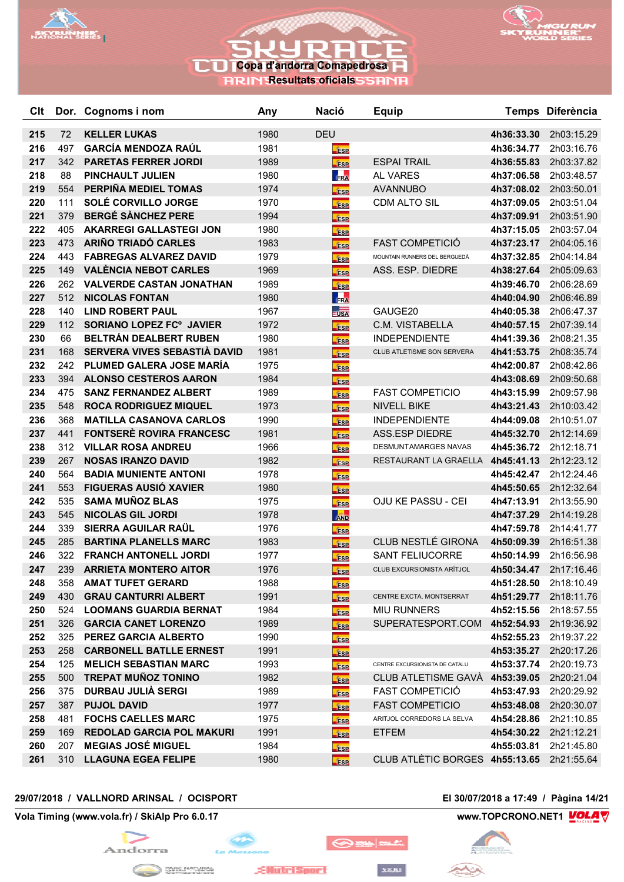# SKYRACE

## Copa d'andorra Comapedrosa

### Resultats oficials

| Clt | Dor. | Cognoms i nom | Any | Nació | Equip | Temps | Diferència |
|---|---|---|---|---|---|---|---|
| 215 | 72 | KELLER LUKAS | 1980 | DEU | | 4h36:33.30 | 2h03:15.29 |
| 216 | 497 | GARCÍA MENDOZA RAÚL | 1981 | ESP | | 4h36:34.77 | 2h03:16.76 |
| 217 | 342 | PARETAS FERRER JORDI | 1989 | ESP | ESPAI TRAIL | 4h36:55.83 | 2h03:37.82 |
| 218 | 88 | PINCHAULT JULIEN | 1980 | FRA | AL VARES | 4h37:06.58 | 2h03:48.57 |
| 219 | 554 | PERPIÑA MEDIEL TOMAS | 1974 | ESP | AVANNUBO | 4h37:08.02 | 2h03:50.01 |
| 220 | 111 | SOLÉ CORVILLO JORGE | 1970 | ESP | CDM ALTO SIL | 4h37:09.05 | 2h03:51.04 |
| 221 | 379 | BERGÉ SÀNCHEZ PERE | 1994 | ESP | | 4h37:09.91 | 2h03:51.90 |
| 222 | 405 | AKARREGI GALLASTEGI JON | 1980 | ESP | | 4h37:15.05 | 2h03:57.04 |
| 223 | 473 | ARIÑO TRIADÓ CARLES | 1983 | ESP | FAST COMPETICIÓ | 4h37:23.17 | 2h04:05.16 |
| 224 | 443 | FABREGAS ALVAREZ DAVID | 1979 | ESP | MOUNTAIN RUNNERS DEL BERGUEDÀ | 4h37:32.85 | 2h04:14.84 |
| 225 | 149 | VALÈNCIA NEBOT CARLES | 1969 | ESP | ASS. ESP. DIEDRE | 4h38:27.64 | 2h05:09.63 |
| 226 | 262 | VALVERDE CASTAN JONATHAN | 1989 | ESP | | 4h39:46.70 | 2h06:28.69 |
| 227 | 512 | NICOLAS FONTAN | 1980 | FRA | | 4h40:04.90 | 2h06:46.89 |
| 228 | 140 | LIND ROBERT PAUL | 1967 | USA | GAUGE20 | 4h40:05.38 | 2h06:47.37 |
| 229 | 112 | SORIANO LOPEZ FCº JAVIER | 1972 | ESP | C.M. VISTABELLA | 4h40:57.15 | 2h07:39.14 |
| 230 | 66 | BELTRÁN DEALBERT RUBEN | 1980 | ESP | INDEPENDIENTE | 4h41:39.36 | 2h08:21.35 |
| 231 | 168 | SERVERA VIVES SEBASTIÀ DAVID | 1981 | ESP | CLUB ATLETISME SON SERVERA | 4h41:53.75 | 2h08:35.74 |
| 232 | 242 | PLUMED GALERA JOSE MARÍA | 1975 | ESP | | 4h42:00.87 | 2h08:42.86 |
| 233 | 394 | ALONSO CESTEROS AARON | 1984 | ESP | | 4h43:08.69 | 2h09:50.68 |
| 234 | 475 | SANZ FERNANDEZ ALBERT | 1989 | ESP | FAST COMPETICIO | 4h43:15.99 | 2h09:57.98 |
| 235 | 548 | ROCA RODRIGUEZ MIQUEL | 1973 | ESP | NIVELL BIKE | 4h43:21.43 | 2h10:03.42 |
| 236 | 368 | MATILLA CASANOVA CARLOS | 1990 | ESP | INDEPENDIENTE | 4h44:09.08 | 2h10:51.07 |
| 237 | 441 | FONTSERÈ ROVIRA FRANCESC | 1981 | ESP | ASS.ESP DIEDRE | 4h45:32.70 | 2h12:14.69 |
| 238 | 312 | VILLAR ROSA ANDREU | 1966 | ESP | DESMUNTAMARGES NAVAS | 4h45:36.72 | 2h12:18.71 |
| 239 | 267 | NOSAS IRANZO DAVID | 1982 | ESP | RESTAURANT LA GRAELLA | 4h45:41.13 | 2h12:23.12 |
| 240 | 564 | BADIA MUNIENTE ANTONI | 1978 | ESP | | 4h45:42.47 | 2h12:24.46 |
| 241 | 553 | FIGUERAS AUSIÓ XAVIER | 1980 | ESP | | 4h45:50.65 | 2h12:32.64 |
| 242 | 535 | SAMA MUÑOZ BLAS | 1975 | ESP | OJU KE PASSU - CEI | 4h47:13.91 | 2h13:55.90 |
| 243 | 545 | NICOLAS GIL JORDI | 1978 | AND | | 4h47:37.29 | 2h14:19.28 |
| 244 | 339 | SIERRA AGUILAR RAÜL | 1976 | ESP | | 4h47:59.78 | 2h14:41.77 |
| 245 | 285 | BARTINA PLANELLS MARC | 1983 | ESP | CLUB NESTLÉ GIRONA | 4h50:09.39 | 2h16:51.38 |
| 246 | 322 | FRANCH ANTONELL JORDI | 1977 | ESP | SANT FELIUCORRE | 4h50:14.99 | 2h16:56.98 |
| 247 | 239 | ARRIETA MONTERO AITOR | 1976 | ESP | CLUB EXCURSIONISTA ARÍTJOL | 4h50:34.47 | 2h17:16.46 |
| 248 | 358 | AMAT TUFET GERARD | 1988 | ESP | | 4h51:28.50 | 2h18:10.49 |
| 249 | 430 | GRAU CANTURRI ALBERT | 1991 | ESP | CENTRE EXCTA. MONTSERRAT | 4h51:29.77 | 2h18:11.76 |
| 250 | 524 | LOOMANS GUARDIA BERNAT | 1984 | ESP | MIU RUNNERS | 4h52:15.56 | 2h18:57.55 |
| 251 | 326 | GARCIA CANET LORENZO | 1989 | ESP | SUPERATESPORT.COM | 4h52:54.93 | 2h19:36.92 |
| 252 | 325 | PEREZ GARCIA ALBERTO | 1990 | ESP | | 4h52:55.23 | 2h19:37.22 |
| 253 | 258 | CARBONELL BATLLE ERNEST | 1991 | ESP | | 4h53:35.27 | 2h20:17.26 |
| 254 | 125 | MELICH SEBASTIAN MARC | 1993 | ESP | CENTRE EXCURSIONISTA DE CATALU | 4h53:37.74 | 2h20:19.73 |
| 255 | 500 | TREPAT MUÑOZ TONINO | 1982 | ESP | CLUB ATLETISME GAVÀ | 4h53:39.05 | 2h20:21.04 |
| 256 | 375 | DURBAU JULIÀ SERGI | 1989 | ESP | FAST COMPETICIÓ | 4h53:47.93 | 2h20:29.92 |
| 257 | 387 | PUJOL DAVID | 1977 | ESP | FAST COMPETICIO | 4h53:48.08 | 2h20:30.07 |
| 258 | 481 | FOCHS CAELLES MARC | 1975 | ESP | ARITJOL CORREDORS LA SELVA | 4h54:28.86 | 2h21:10.85 |
| 259 | 169 | REDOLAD GARCIA POL MAKURI | 1991 | ESP | ETFEM | 4h54:30.22 | 2h21:12.21 |
| 260 | 207 | MEGIAS JOSÉ MIGUEL | 1984 | ESP | | 4h55:03.81 | 2h21:45.80 |
| 261 | 310 | LLAGUNA EGEA FELIPE | 1980 | ESP | CLUB ATLÈTIC BORGES | 4h55:13.65 | 2h21:55.64 |

29/07/2018 / VALLNORD ARINSAL / OCISPORT — El 30/07/2018 a 17:49

Vola Timing (www.vola.fr) / SkiAlp Pro 6.0.17 — www.TOPCRONO.NET1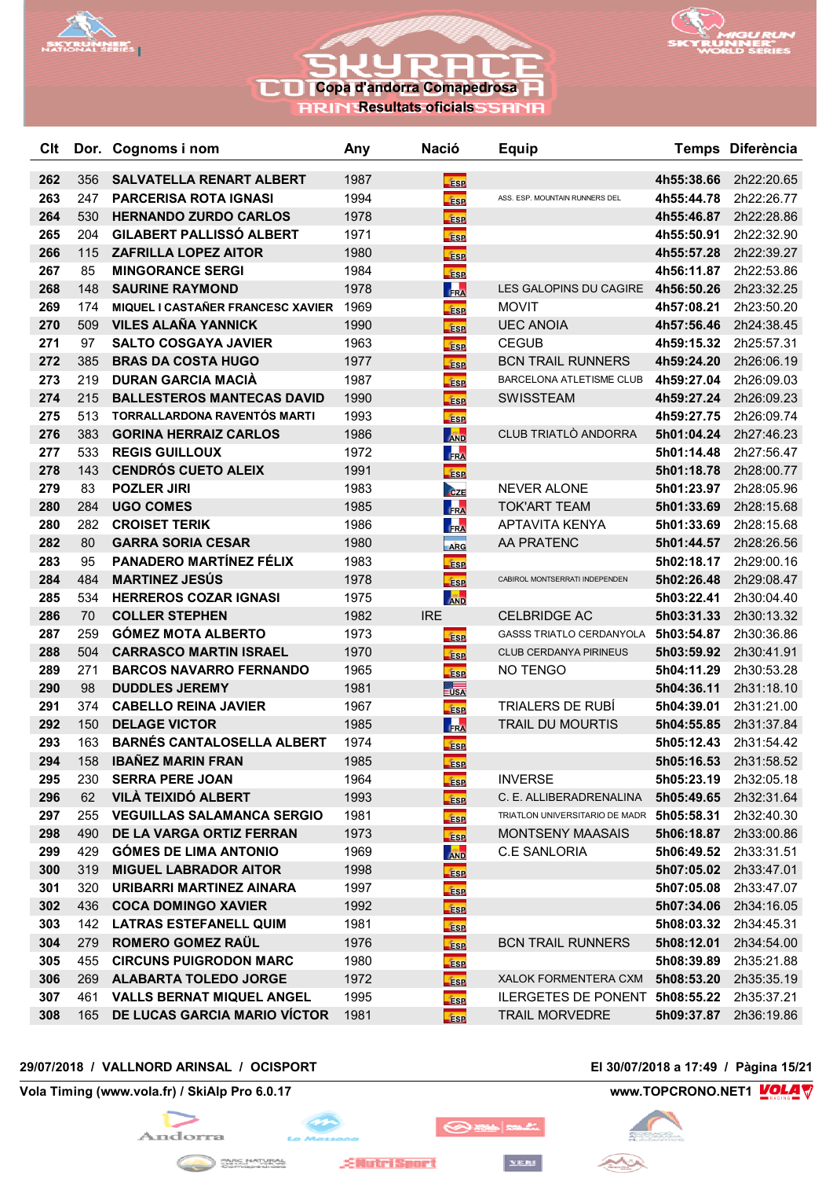# Copa d'andorra Comapedrosa

## Resultats oficials

| Clt | Dor. | Cognoms i nom | Any | Nació | Equip | Temps | Diferència |
|---|---|---|---|---|---|---|---|
| 262 | 356 | SALVATELLA RENART ALBERT | 1987 | ESP | | 4h55:38.66 | 2h22:20.65 |
| 263 | 247 | PARCERISA ROTA IGNASI | 1994 | ESP | ASS. ESP. MOUNTAIN RUNNERS DEL | 4h55:44.78 | 2h22:26.77 |
| 264 | 530 | HERNANDO ZURDO CARLOS | 1978 | ESP | | 4h55:46.87 | 2h22:28.86 |
| 265 | 204 | GILABERT PALLISSÓ ALBERT | 1971 | ESP | | 4h55:50.91 | 2h22:32.90 |
| 266 | 115 | ZAFRILLA LOPEZ AITOR | 1980 | ESP | | 4h55:57.28 | 2h22:39.27 |
| 267 | 85 | MINGORANCE SERGI | 1984 | ESP | | 4h56:11.87 | 2h22:53.86 |
| 268 | 148 | SAURINE RAYMOND | 1978 | FRA | LES GALOPINS DU CAGIRE | 4h56:50.26 | 2h23:32.25 |
| 269 | 174 | MIQUEL I CASTAÑER FRANCESC XAVIER | 1969 | ESP | MOVIT | 4h57:08.21 | 2h23:50.20 |
| 270 | 509 | VILES ALAÑA YANNICK | 1990 | ESP | UEC ANOIA | 4h57:56.46 | 2h24:38.45 |
| 271 | 97 | SALTO COSGAYA JAVIER | 1963 | ESP | CEGUB | 4h59:15.32 | 2h25:57.31 |
| 272 | 385 | BRAS DA COSTA HUGO | 1977 | ESP | BCN TRAIL RUNNERS | 4h59:24.20 | 2h26:06.19 |
| 273 | 219 | DURAN GARCIA MACIÀ | 1987 | ESP | BARCELONA ATLETISME CLUB | 4h59:27.04 | 2h26:09.03 |
| 274 | 215 | BALLESTEROS MANTECAS DAVID | 1990 | ESP | SWISSTEAM | 4h59:27.24 | 2h26:09.23 |
| 275 | 513 | TORRALLARDONA RAVENTÓS MARTI | 1993 | ESP | | 4h59:27.75 | 2h26:09.74 |
| 276 | 383 | GORINA HERRAIZ CARLOS | 1986 | AND | CLUB TRIATLÒ ANDORRA | 5h01:04.24 | 2h27:46.23 |
| 277 | 533 | REGIS GUILLOUX | 1972 | FRA | | 5h01:14.48 | 2h27:56.47 |
| 278 | 143 | CENDRÓS CUETO ALEIX | 1991 | ESP | | 5h01:18.78 | 2h28:00.77 |
| 279 | 83 | POZLER JIRI | 1983 | CZE | NEVER ALONE | 5h01:23.97 | 2h28:05.96 |
| 280 | 284 | UGO COMES | 1985 | FRA | TOK'ART TEAM | 5h01:33.69 | 2h28:15.68 |
| 280 | 282 | CROISET TERIK | 1986 | FRA | APTAVITA KENYA | 5h01:33.69 | 2h28:15.68 |
| 282 | 80 | GARRA SORIA CESAR | 1980 | ARG | AA PRATENC | 5h01:44.57 | 2h28:26.56 |
| 283 | 95 | PANADERO MARTÍNEZ FÉLIX | 1983 | ESP | | 5h02:18.17 | 2h29:00.16 |
| 284 | 484 | MARTINEZ JESÚS | 1978 | ESP | CABIROL MONTSERRATI INDEPENDEN | 5h02:26.48 | 2h29:08.47 |
| 285 | 534 | HERREROS COZAR IGNASI | 1975 | AND | | 5h03:22.41 | 2h30:04.40 |
| 286 | 70 | COLLER STEPHEN | 1982 | IRE | CELBRIDGE AC | 5h03:31.33 | 2h30:13.32 |
| 287 | 259 | GÓMEZ MOTA ALBERTO | 1973 | ESP | GASSS TRIATLO CERDANYOLA | 5h03:54.87 | 2h30:36.86 |
| 288 | 504 | CARRASCO MARTIN ISRAEL | 1970 | ESP | CLUB CERDANYA PIRINEUS | 5h03:59.92 | 2h30:41.91 |
| 289 | 271 | BARCOS NAVARRO FERNANDO | 1965 | ESP | NO TENGO | 5h04:11.29 | 2h30:53.28 |
| 290 | 98 | DUDDLES JEREMY | 1981 | USA | | 5h04:36.11 | 2h31:18.10 |
| 291 | 374 | CABELLO REINA JAVIER | 1967 | ESP | TRIALERS DE RUBÍ | 5h04:39.01 | 2h31:21.00 |
| 292 | 150 | DELAGE VICTOR | 1985 | FRA | TRAIL DU MOURTIS | 5h04:55.85 | 2h31:37.84 |
| 293 | 163 | BARNÉS CANTALOSELLA ALBERT | 1974 | ESP | | 5h05:12.43 | 2h31:54.42 |
| 294 | 158 | IBAÑEZ MARIN FRAN | 1985 | ESP | | 5h05:16.53 | 2h31:58.52 |
| 295 | 230 | SERRA PERE JOAN | 1964 | ESP | INVERSE | 5h05:23.19 | 2h32:05.18 |
| 296 | 62 | VILÀ TEIXIDÓ ALBERT | 1993 | ESP | C. E. ALLIBERADRENALINA | 5h05:49.65 | 2h32:31.64 |
| 297 | 255 | VEGUILLAS SALAMANCA SERGIO | 1981 | ESP | TRIATLON UNIVERSITARIO DE MADR | 5h05:58.31 | 2h32:40.30 |
| 298 | 490 | DE LA VARGA ORTIZ FERRAN | 1973 | ESP | MONTSENY MAASAIS | 5h06:18.87 | 2h33:00.86 |
| 299 | 429 | GÓMES DE LIMA ANTONIO | 1969 | AND | C.E SANLORIA | 5h06:49.52 | 2h33:31.51 |
| 300 | 319 | MIGUEL LABRADOR AITOR | 1998 | ESP | | 5h07:05.02 | 2h33:47.01 |
| 301 | 320 | URIBARRI MARTINEZ AINARA | 1997 | ESP | | 5h07:05.08 | 2h33:47.07 |
| 302 | 436 | COCA DOMINGO XAVIER | 1992 | ESP | | 5h07:34.06 | 2h34:16.05 |
| 303 | 142 | LATRAS ESTEFANELL QUIM | 1981 | ESP | | 5h08:03.32 | 2h34:45.31 |
| 304 | 279 | ROMERO GOMEZ RAÜL | 1976 | ESP | BCN TRAIL RUNNERS | 5h08:12.01 | 2h34:54.00 |
| 305 | 455 | CIRCUNS PUIGRODON MARC | 1980 | ESP | | 5h08:39.89 | 2h35:21.88 |
| 306 | 269 | ALABARTA TOLEDO JORGE | 1972 | ESP | XALOK FORMENTERA CXM | 5h08:53.20 | 2h35:35.19 |
| 307 | 461 | VALLS BERNAT MIQUEL ANGEL | 1995 | ESP | ILERGETES DE PONENT | 5h08:55.22 | 2h35:37.21 |
| 308 | 165 | DE LUCAS GARCIA MARIO VÍCTOR | 1981 | ESP | TRAIL MORVEDRE | 5h09:37.87 | 2h36:19.86 |

29/07/2018 / VALLNORD ARINSAL / OCISPORT — El 30/07/2018 a 17:49

Vola Timing (www.vola.fr) / SkiAlp Pro 6.0.17 — www.TOPCRONO.NET1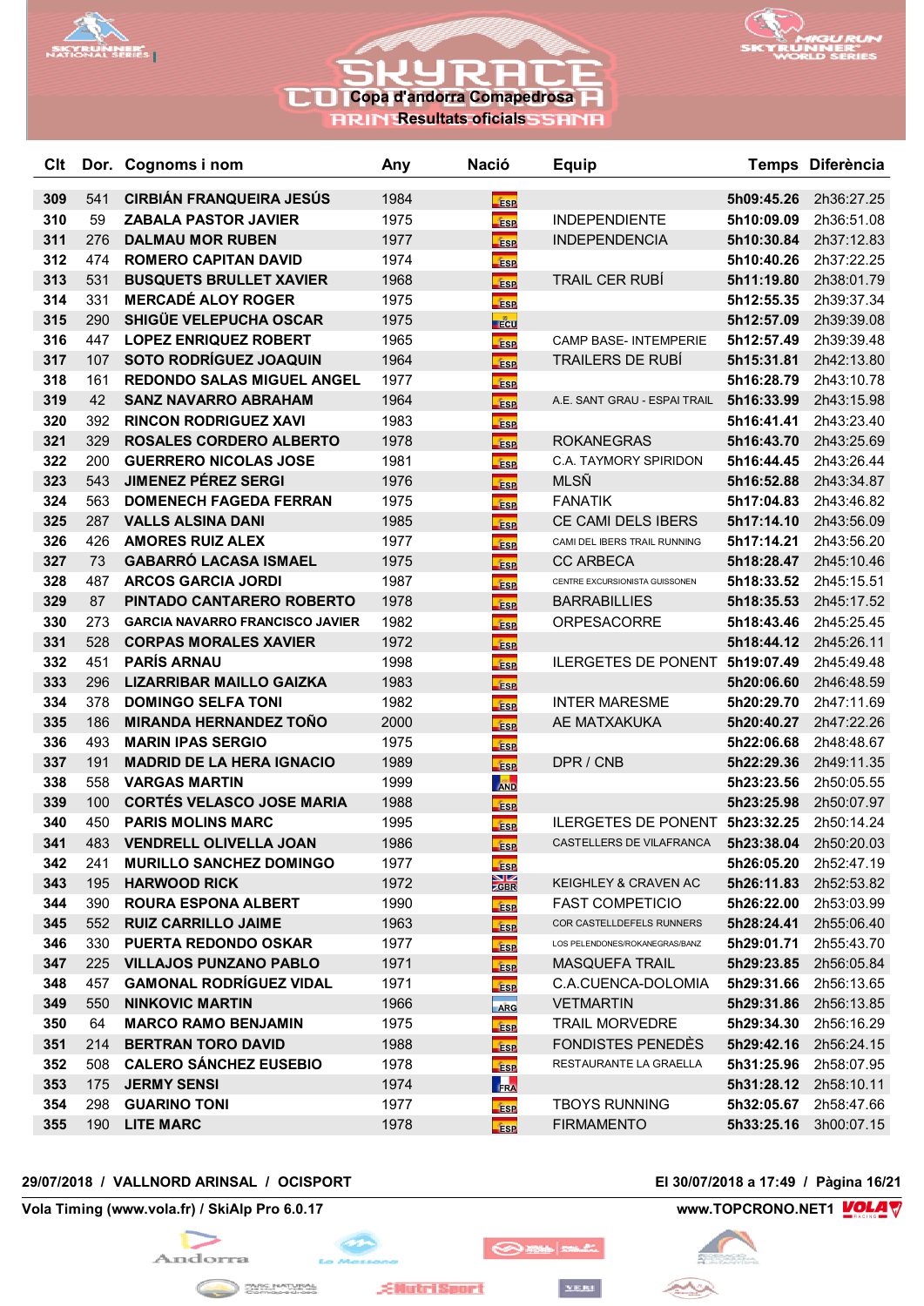# Copa d'andorra Comapedrosa

## Resultats oficials

| Clt | Dor. | Cognoms i nom | Any | Nació | Equip | Temps | Diferència |
|---|---|---|---|---|---|---|---|
| 309 | 541 | CIRBIÁN FRANQUEIRA JESÚS | 1984 | ESP | | 5h09:45.26 | 2h36:27.25 |
| 310 | 59 | ZABALA PASTOR JAVIER | 1975 | ESP | INDEPENDIENTE | 5h10:09.09 | 2h36:51.08 |
| 311 | 276 | DALMAU MOR RUBEN | 1977 | ESP | INDEPENDENCIA | 5h10:30.84 | 2h37:12.83 |
| 312 | 474 | ROMERO CAPITAN DAVID | 1974 | ESP | | 5h10:40.26 | 2h37:22.25 |
| 313 | 531 | BUSQUETS BRULLET XAVIER | 1968 | ESP | TRAIL CER RUBÍ | 5h11:19.80 | 2h38:01.79 |
| 314 | 331 | MERCADÉ ALOY ROGER | 1975 | ESP | | 5h12:55.35 | 2h39:37.34 |
| 315 | 290 | SHIGÜE VELEPUCHA OSCAR | 1975 | ECU | | 5h12:57.09 | 2h39:39.08 |
| 316 | 447 | LOPEZ ENRIQUEZ ROBERT | 1965 | ESP | CAMP BASE- INTEMPERIE | 5h12:57.49 | 2h39:39.48 |
| 317 | 107 | SOTO RODRÍGUEZ JOAQUIN | 1964 | ESP | TRAILERS DE RUBÍ | 5h15:31.81 | 2h42:13.80 |
| 318 | 161 | REDONDO SALAS MIGUEL ANGEL | 1977 | ESP | | 5h16:28.79 | 2h43:10.78 |
| 319 | 42 | SANZ NAVARRO ABRAHAM | 1964 | ESP | A.E. SANT GRAU - ESPAI TRAIL | 5h16:33.99 | 2h43:15.98 |
| 320 | 392 | RINCON RODRIGUEZ XAVI | 1983 | ESP | | 5h16:41.41 | 2h43:23.40 |
| 321 | 329 | ROSALES CORDERO ALBERTO | 1978 | ESP | ROKANEGRAS | 5h16:43.70 | 2h43:25.69 |
| 322 | 200 | GUERRERO NICOLAS JOSE | 1981 | ESP | C.A. TAYMORY SPIRIDON | 5h16:44.45 | 2h43:26.44 |
| 323 | 543 | JIMENEZ PÉREZ SERGI | 1976 | ESP | MLSÑ | 5h16:52.88 | 2h43:34.87 |
| 324 | 563 | DOMENECH FAGEDA FERRAN | 1975 | ESP | FANATIK | 5h17:04.83 | 2h43:46.82 |
| 325 | 287 | VALLS ALSINA DANI | 1985 | ESP | CE CAMI DELS IBERS | 5h17:14.10 | 2h43:56.09 |
| 326 | 426 | AMORES RUIZ ALEX | 1977 | ESP | CAMI DEL IBERS TRAIL RUNNING | 5h17:14.21 | 2h43:56.20 |
| 327 | 73 | GABARRÓ LACASA ISMAEL | 1975 | ESP | CC ARBECA | 5h18:28.47 | 2h45:10.46 |
| 328 | 487 | ARCOS GARCIA JORDI | 1987 | ESP | CENTRE EXCURSIONISTA GUISSONEN | 5h18:33.52 | 2h45:15.51 |
| 329 | 87 | PINTADO CANTARERO ROBERTO | 1978 | ESP | BARRABILLIES | 5h18:35.53 | 2h45:17.52 |
| 330 | 273 | GARCIA NAVARRO FRANCISCO JAVIER | 1982 | ESP | ORPESACORRE | 5h18:43.46 | 2h45:25.45 |
| 331 | 528 | CORPAS MORALES XAVIER | 1972 | ESP | | 5h18:44.12 | 2h45:26.11 |
| 332 | 451 | PARÍS ARNAU | 1998 | ESP | ILERGETES DE PONENT | 5h19:07.49 | 2h45:49.48 |
| 333 | 296 | LIZARRIBAR MAILLO GAIZKA | 1983 | ESP | | 5h20:06.60 | 2h46:48.59 |
| 334 | 378 | DOMINGO SELFA TONI | 1982 | ESP | INTER MARESME | 5h20:29.70 | 2h47:11.69 |
| 335 | 186 | MIRANDA HERNANDEZ TOÑO | 2000 | ESP | AE MATXAKUKA | 5h20:40.27 | 2h47:22.26 |
| 336 | 493 | MARIN IPAS SERGIO | 1975 | ESP | | 5h22:06.68 | 2h48:48.67 |
| 337 | 191 | MADRID DE LA HERA IGNACIO | 1989 | ESP | DPR / CNB | 5h22:29.36 | 2h49:11.35 |
| 338 | 558 | VARGAS MARTIN | 1999 | AND | | 5h23:23.56 | 2h50:05.55 |
| 339 | 100 | CORTÉS VELASCO JOSE MARIA | 1988 | ESP | | 5h23:25.98 | 2h50:07.97 |
| 340 | 450 | PARIS MOLINS MARC | 1995 | ESP | ILERGETES DE PONENT | 5h23:32.25 | 2h50:14.24 |
| 341 | 483 | VENDRELL OLIVELLA JOAN | 1986 | ESP | CASTELLERS DE VILAFRANCA | 5h23:38.04 | 2h50:20.03 |
| 342 | 241 | MURILLO SANCHEZ DOMINGO | 1977 | ESP | | 5h26:05.20 | 2h52:47.19 |
| 343 | 195 | HARWOOD RICK | 1972 | GBR | KEIGHLEY & CRAVEN AC | 5h26:11.83 | 2h52:53.82 |
| 344 | 390 | ROURA ESPONA ALBERT | 1990 | ESP | FAST COMPETICIO | 5h26:22.00 | 2h53:03.99 |
| 345 | 552 | RUIZ CARRILLO JAIME | 1963 | ESP | COR CASTELLDEFELS RUNNERS | 5h28:24.41 | 2h55:06.40 |
| 346 | 330 | PUERTA REDONDO OSKAR | 1977 | ESP | LOS PELENDONES/ROKANEGRAS/BANZ | 5h29:01.71 | 2h55:43.70 |
| 347 | 225 | VILLAJOS PUNZANO PABLO | 1971 | ESP | MASQUEFA TRAIL | 5h29:23.85 | 2h56:05.84 |
| 348 | 457 | GAMONAL RODRÍGUEZ VIDAL | 1971 | ESP | C.A.CUENCA-DOLOMIA | 5h29:31.66 | 2h56:13.65 |
| 349 | 550 | NINKOVIC MARTIN | 1966 | ARG | VETMARTIN | 5h29:31.86 | 2h56:13.85 |
| 350 | 64 | MARCO RAMO BENJAMIN | 1975 | ESP | TRAIL MORVEDRE | 5h29:34.30 | 2h56:16.29 |
| 351 | 214 | BERTRAN TORO DAVID | 1988 | ESP | FONDISTES PENEDÈS | 5h29:42.16 | 2h56:24.15 |
| 352 | 508 | CALERO SÁNCHEZ EUSEBIO | 1978 | ESP | RESTAURANTE LA GRAELLA | 5h31:25.96 | 2h58:07.95 |
| 353 | 175 | JERMY SENSI | 1974 | FRA | | 5h31:28.12 | 2h58:10.11 |
| 354 | 298 | GUARINO TONI | 1977 | ESP | TBOYS RUNNING | 5h32:05.67 | 2h58:47.66 |
| 355 | 190 | LITE MARC | 1978 | ESP | FIRMAMENTO | 5h33:25.16 | 3h00:07.15 |

29/07/2018 / VALLNORD ARINSAL / OCISPORT

El 30/07/2018 a 17:49 / Pàgina 16/21

Vola Timing (www.vola.fr) / SkiAlp Pro 6.0.17

www.TOPCRONO.NET1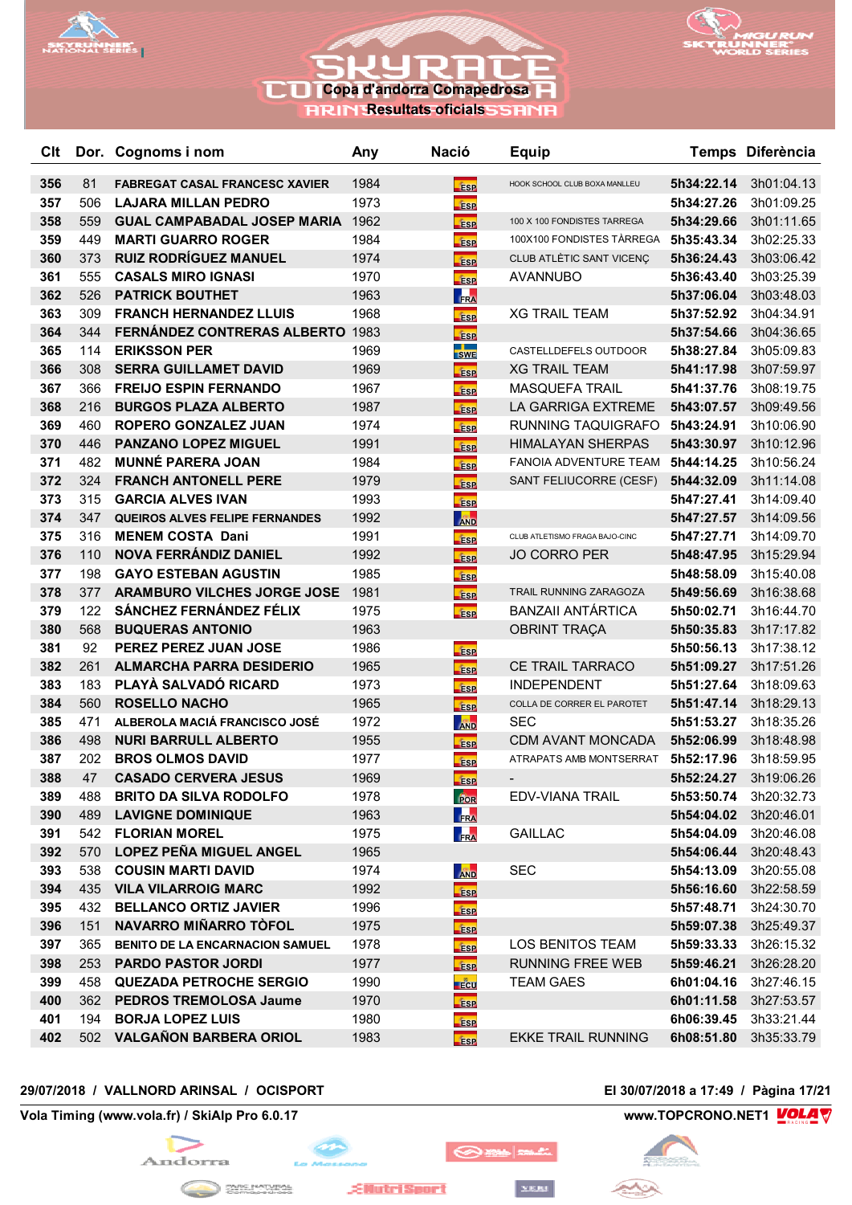# Copa d'andorra Comapedrosa

## Resultats oficials

| Clt | Dor. | Cognoms i nom | Any | Nació | Equip | Temps | Diferència |
|---|---|---|---|---|---|---|---|
| 356 | 81 | FABREGAT CASAL FRANCESC XAVIER | 1984 | ESP | HOOK SCHOOL CLUB BOXA MANLLEU | 5h34:22.14 | 3h01:04.13 |
| 357 | 506 | LAJARA MILLAN PEDRO | 1973 | ESP | | 5h34:27.26 | 3h01:09.25 |
| 358 | 559 | GUAL CAMPABADAL JOSEP MARIA | 1962 | ESP | 100 X 100 FONDISTES TARREGA | 5h34:29.66 | 3h01:11.65 |
| 359 | 449 | MARTI GUARRO ROGER | 1984 | ESP | 100X100 FONDISTES TÀRREGA | 5h35:43.34 | 3h02:25.33 |
| 360 | 373 | RUIZ RODRÍGUEZ MANUEL | 1974 | ESP | CLUB ATLÈTIC SANT VICENÇ | 5h36:24.43 | 3h03:06.42 |
| 361 | 555 | CASALS MIRO IGNASI | 1970 | ESP | AVANNUBO | 5h36:43.40 | 3h03:25.39 |
| 362 | 526 | PATRICK BOUTHET | 1963 | FRA | | 5h37:06.04 | 3h03:48.03 |
| 363 | 309 | FRANCH HERNANDEZ LLUIS | 1968 | ESP | XG TRAIL TEAM | 5h37:52.92 | 3h04:34.91 |
| 364 | 344 | FERNÁNDEZ CONTRERAS ALBERTO | 1983 | ESP | | 5h37:54.66 | 3h04:36.65 |
| 365 | 114 | ERIKSSON PER | 1969 | SWE | CASTELLDEFELS OUTDOOR | 5h38:27.84 | 3h05:09.83 |
| 366 | 308 | SERRA GUILLAMET DAVID | 1969 | ESP | XG TRAIL TEAM | 5h41:17.98 | 3h07:59.97 |
| 367 | 366 | FREIJO ESPIN FERNANDO | 1967 | ESP | MASQUEFA TRAIL | 5h41:37.76 | 3h08:19.75 |
| 368 | 216 | BURGOS PLAZA ALBERTO | 1987 | ESP | LA GARRIGA EXTREME | 5h43:07.57 | 3h09:49.56 |
| 369 | 460 | ROPERO GONZALEZ JUAN | 1974 | ESP | RUNNING TAQUIGRAFO | 5h43:24.91 | 3h10:06.90 |
| 370 | 446 | PANZANO LOPEZ MIGUEL | 1991 | ESP | HIMALAYAN SHERPAS | 5h43:30.97 | 3h10:12.96 |
| 371 | 482 | MUNNÉ PARERA JOAN | 1984 | ESP | FANOIA ADVENTURE TEAM | 5h44:14.25 | 3h10:56.24 |
| 372 | 324 | FRANCH ANTONELL PERE | 1979 | ESP | SANT FELIUCORRE (CESF) | 5h44:32.09 | 3h11:14.08 |
| 373 | 315 | GARCIA ALVES IVAN | 1993 | ESP | | 5h47:27.41 | 3h14:09.40 |
| 374 | 347 | QUEIROS ALVES FELIPE FERNANDES | 1992 | AND | | 5h47:27.57 | 3h14:09.56 |
| 375 | 316 | MENEM COSTA Dani | 1991 | ESP | CLUB ATLETISMO FRAGA BAJO-CINC | 5h47:27.71 | 3h14:09.70 |
| 376 | 110 | NOVA FERRÁNDIZ DANIEL | 1992 | ESP | JO CORRO PER | 5h48:47.95 | 3h15:29.94 |
| 377 | 198 | GAYO ESTEBAN AGUSTIN | 1985 | ESP | | 5h48:58.09 | 3h15:40.08 |
| 378 | 377 | ARAMBURO VILCHES JORGE JOSE | 1981 | ESP | TRAIL RUNNING ZARAGOZA | 5h49:56.69 | 3h16:38.68 |
| 379 | 122 | SÁNCHEZ FERNÁNDEZ FÉLIX | 1975 | ESP | BANZAII ANTÁRTICA | 5h50:02.71 | 3h16:44.70 |
| 380 | 568 | BUQUERAS ANTONIO | 1963 | | OBRINT TRAÇA | 5h50:35.83 | 3h17:17.82 |
| 381 | 92 | PEREZ PEREZ JUAN JOSE | 1986 | ESP | | 5h50:56.13 | 3h17:38.12 |
| 382 | 261 | ALMARCHA PARRA DESIDERIO | 1965 | ESP | CE TRAIL TARRACO | 5h51:09.27 | 3h17:51.26 |
| 383 | 183 | PLAYÀ SALVADÓ RICARD | 1973 | ESP | INDEPENDENT | 5h51:27.64 | 3h18:09.63 |
| 384 | 560 | ROSELLO NACHO | 1965 | ESP | COLLA DE CORRER EL PAROTET | 5h51:47.14 | 3h18:29.13 |
| 385 | 471 | ALBEROLA MACIÁ FRANCISCO JOSÉ | 1972 | AND | SEC | 5h51:53.27 | 3h18:35.26 |
| 386 | 498 | NURI BARRULL ALBERTO | 1955 | ESP | CDM AVANT MONCADA | 5h52:06.99 | 3h18:48.98 |
| 387 | 202 | BROS OLMOS DAVID | 1977 | ESP | ATRAPATS AMB MONTSERRAT | 5h52:17.96 | 3h18:59.95 |
| 388 | 47 | CASADO CERVERA JESUS | 1969 | ESP | - | 5h52:24.27 | 3h19:06.26 |
| 389 | 488 | BRITO DA SILVA RODOLFO | 1978 | POR | EDV-VIANA TRAIL | 5h53:50.74 | 3h20:32.73 |
| 390 | 489 | LAVIGNE DOMINIQUE | 1963 | FRA | | 5h54:04.02 | 3h20:46.01 |
| 391 | 542 | FLORIAN MOREL | 1975 | FRA | GAILLAC | 5h54:04.09 | 3h20:46.08 |
| 392 | 570 | LOPEZ PEÑA MIGUEL ANGEL | 1965 | | | 5h54:06.44 | 3h20:48.43 |
| 393 | 538 | COUSIN MARTI DAVID | 1974 | AND | SEC | 5h54:13.09 | 3h20:55.08 |
| 394 | 435 | VILA VILARROIG MARC | 1992 | ESP | | 5h56:16.60 | 3h22:58.59 |
| 395 | 432 | BELLANCO ORTIZ JAVIER | 1996 | ESP | | 5h57:48.71 | 3h24:30.70 |
| 396 | 151 | NAVARRO MIÑARRO TÒFOL | 1975 | ESP | | 5h59:07.38 | 3h25:49.37 |
| 397 | 365 | BENITO DE LA ENCARNACION SAMUEL | 1978 | ESP | LOS BENITOS TEAM | 5h59:33.33 | 3h26:15.32 |
| 398 | 253 | PARDO PASTOR JORDI | 1977 | ESP | RUNNING FREE WEB | 5h59:46.21 | 3h26:28.20 |
| 399 | 458 | QUEZADA PETROCHE SERGIO | 1990 | ECU | TEAM GAES | 6h01:04.16 | 3h27:46.15 |
| 400 | 362 | PEDROS TREMOLOSA Jaume | 1970 | ESP | | 6h01:11.58 | 3h27:53.57 |
| 401 | 194 | BORJA LOPEZ LUIS | 1980 | ESP | | 6h06:39.45 | 3h33:21.44 |
| 402 | 502 | VALGAÑON BARBERA ORIOL | 1983 | ESP | EKKE TRAIL RUNNING | 6h08:51.80 | 3h35:33.79 |

29/07/2018 / VALLNORD ARINSAL / OCISPORT — El 30/07/2018 a 17:49

Vola Timing (www.vola.fr) / SkiAlp Pro 6.0.17 — www.TOPCRONO.NET1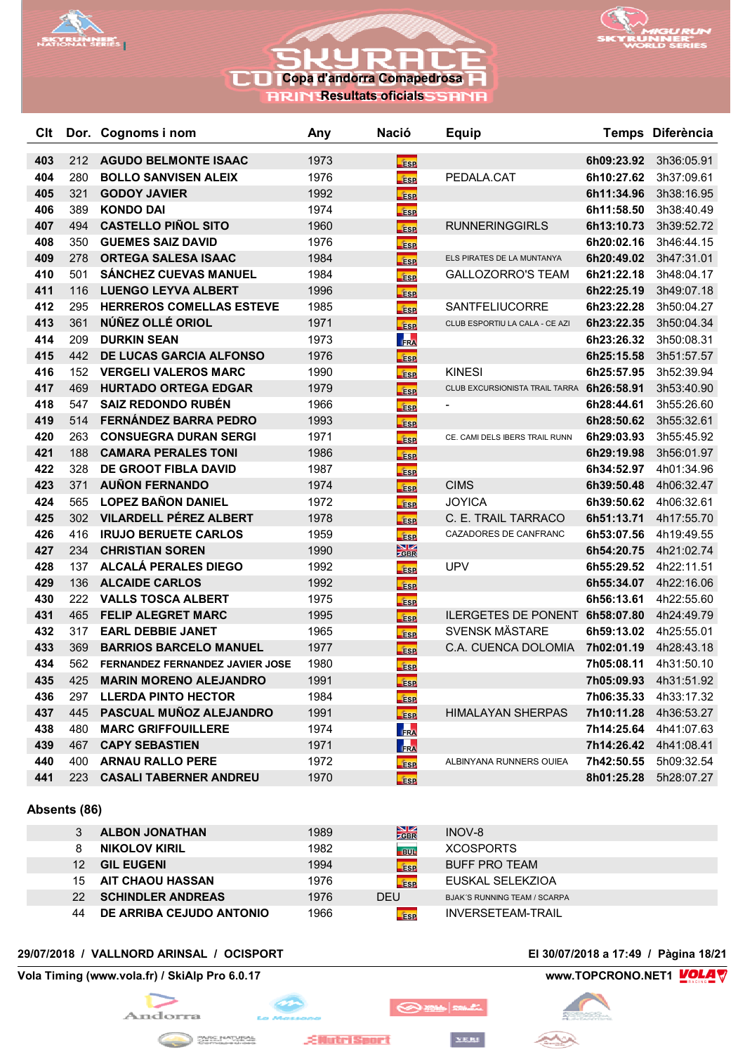# SKYRACE

**Copa d'andorra Comapedrosa**

**Resultats oficials**

| Clt | Dor. | Cognoms i nom | Any | Nació | Equip | Temps | Diferència |
|---|---|---|---|---|---|---|---|
| 403 | 212 | AGUDO BELMONTE ISAAC | 1973 | ESP | | 6h09:23.92 | 3h36:05.91 |
| 404 | 280 | BOLLO SANVISEN ALEIX | 1976 | ESP | PEDALA.CAT | 6h10:27.62 | 3h37:09.61 |
| 405 | 321 | GODOY JAVIER | 1992 | ESP | | 6h11:34.96 | 3h38:16.95 |
| 406 | 389 | KONDO DAI | 1974 | ESP | | 6h11:58.50 | 3h38:40.49 |
| 407 | 494 | CASTELLO PIÑOL SITO | 1960 | ESP | RUNNERINGGIRLS | 6h13:10.73 | 3h39:52.72 |
| 408 | 350 | GUEMES SAIZ DAVID | 1976 | ESP | | 6h20:02.16 | 3h46:44.15 |
| 409 | 278 | ORTEGA SALESA ISAAC | 1984 | ESP | ELS PIRATES DE LA MUNTANYA | 6h20:49.02 | 3h47:31.01 |
| 410 | 501 | SÁNCHEZ CUEVAS MANUEL | 1984 | ESP | GALLOZORRO'S TEAM | 6h21:22.18 | 3h48:04.17 |
| 411 | 116 | LUENGO LEYVA ALBERT | 1996 | ESP | | 6h22:25.19 | 3h49:07.18 |
| 412 | 295 | HERREROS COMELLAS ESTEVE | 1985 | ESP | SANTFELIUCORRE | 6h23:22.28 | 3h50:04.27 |
| 413 | 361 | NÚÑEZ OLLÉ ORIOL | 1971 | ESP | CLUB ESPORTIU LA CALA - CE AZI | 6h23:22.35 | 3h50:04.34 |
| 414 | 209 | DURKIN SEAN | 1973 | FRA | | 6h23:26.32 | 3h50:08.31 |
| 415 | 442 | DE LUCAS GARCIA ALFONSO | 1976 | ESP | | 6h25:15.58 | 3h51:57.57 |
| 416 | 152 | VERGELI VALEROS MARC | 1990 | ESP | KINESI | 6h25:57.95 | 3h52:39.94 |
| 417 | 469 | HURTADO ORTEGA EDGAR | 1979 | ESP | CLUB EXCURSIONISTA TRAIL TARRA | 6h26:58.91 | 3h53:40.90 |
| 418 | 547 | SAIZ REDONDO RUBÉN | 1966 | ESP | - | 6h28:44.61 | 3h55:26.60 |
| 419 | 514 | FERNÁNDEZ BARRA PEDRO | 1993 | ESP | | 6h28:50.62 | 3h55:32.61 |
| 420 | 263 | CONSUEGRA DURAN SERGI | 1971 | ESP | CE. CAMI DELS IBERS TRAIL RUNN | 6h29:03.93 | 3h55:45.92 |
| 421 | 188 | CAMARA PERALES TONI | 1986 | ESP | | 6h29:19.98 | 3h56:01.97 |
| 422 | 328 | DE GROOT FIBLA DAVID | 1987 | ESP | | 6h34:52.97 | 4h01:34.96 |
| 423 | 371 | AUÑON FERNANDO | 1974 | ESP | CIMS | 6h39:50.48 | 4h06:32.47 |
| 424 | 565 | LOPEZ BAÑON DANIEL | 1972 | ESP | JOYICA | 6h39:50.62 | 4h06:32.61 |
| 425 | 302 | VILARDELL PÉREZ ALBERT | 1978 | ESP | C. E. TRAIL TARRACO | 6h51:13.71 | 4h17:55.70 |
| 426 | 416 | IRUJO BERUETE CARLOS | 1959 | ESP | CAZADORES DE CANFRANC | 6h53:07.56 | 4h19:49.55 |
| 427 | 234 | CHRISTIAN SOREN | 1990 | GBR | | 6h54:20.75 | 4h21:02.74 |
| 428 | 137 | ALCALÁ PERALES DIEGO | 1992 | ESP | UPV | 6h55:29.52 | 4h22:11.51 |
| 429 | 136 | ALCAIDE CARLOS | 1992 | ESP | | 6h55:34.07 | 4h22:16.06 |
| 430 | 222 | VALLS TOSCA ALBERT | 1975 | ESP | | 6h56:13.61 | 4h22:55.60 |
| 431 | 465 | FELIP ALEGRET MARC | 1995 | ESP | ILERGETES DE PONENT | 6h58:07.80 | 4h24:49.79 |
| 432 | 317 | EARL DEBBIE JANET | 1965 | ESP | SVENSK MÄSTARE | 6h59:13.02 | 4h25:55.01 |
| 433 | 369 | BARRIOS BARCELO MANUEL | 1977 | ESP | C.A. CUENCA DOLOMIA | 7h02:01.19 | 4h28:43.18 |
| 434 | 562 | FERNANDEZ FERNANDEZ JAVIER JOSE | 1980 | ESP | | 7h05:08.11 | 4h31:50.10 |
| 435 | 425 | MARIN MORENO ALEJANDRO | 1991 | ESP | | 7h05:09.93 | 4h31:51.92 |
| 436 | 297 | LLERDA PINTO HECTOR | 1984 | ESP | | 7h06:35.33 | 4h33:17.32 |
| 437 | 445 | PASCUAL MUÑOZ ALEJANDRO | 1991 | ESP | HIMALAYAN SHERPAS | 7h10:11.28 | 4h36:53.27 |
| 438 | 480 | MARC GRIFFOUILLERE | 1974 | FRA | | 7h14:25.64 | 4h41:07.63 |
| 439 | 467 | CAPY SEBASTIEN | 1971 | FRA | | 7h14:26.42 | 4h41:08.41 |
| 440 | 400 | ARNAU RALLO PERE | 1972 | ESP | ALBINYANA RUNNERS OUIEA | 7h42:50.55 | 5h09:32.54 |
| 441 | 223 | CASALI TABERNER ANDREU | 1970 | ESP | | 8h01:25.28 | 5h28:07.27 |

**Absents (86)**

| Clt | Dor. | Cognoms i nom | Any | Nació | Equip | Temps | Diferència |
|---|---|---|---|---|---|---|---|
| | 3 | ALBON JONATHAN | 1989 | GBR | INOV-8 | | |
| | 8 | NIKOLOV KIRIL | 1982 | BUL | XCOSPORTS | | |
| | 12 | GIL EUGENI | 1994 | ESP | BUFF PRO TEAM | | |
| | 15 | AIT CHAOU HASSAN | 1976 | ESP | EUSKAL SELEKZIOA | | |
| | 22 | SCHINDLER ANDREAS | 1976 | DEU | BJAK'S RUNNING TEAM / SCARPA | | |
| | 44 | DE ARRIBA CEJUDO ANTONIO | 1966 | ESP | INVERSETEAM-TRAIL | | |

29/07/2018 / VALLNORD ARINSAL / OCISPORT — El 30/07/2018 a 17:49

Vola Timing (www.vola.fr) / SkiAlp Pro 6.0.17 — www.TOPCRONO.NET1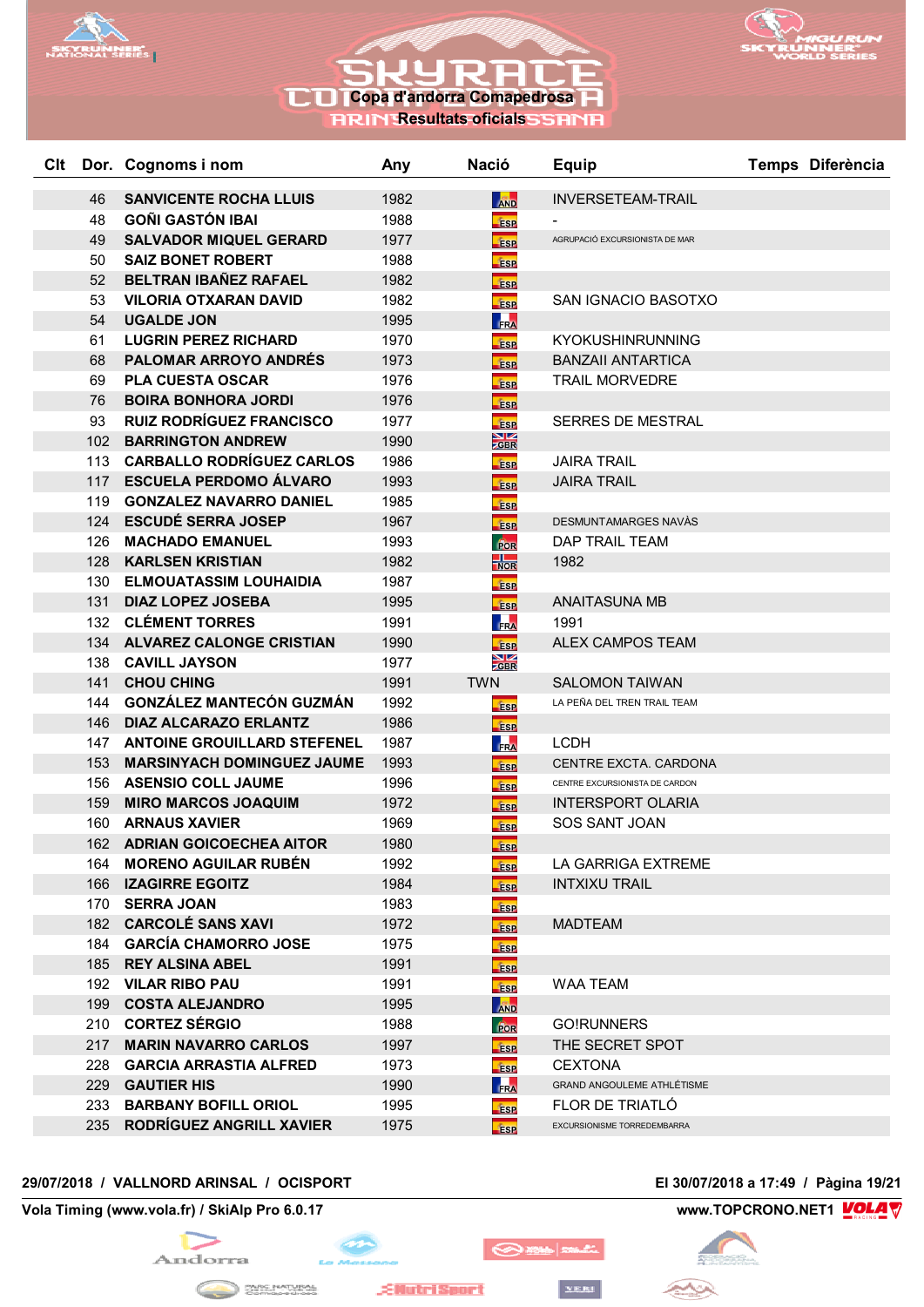# SKYRACE Copa d'andorra Comapedrosa

## Resultats oficials

| Clt | Dor. | Cognoms i nom | Any | Nació | Equip | Temps | Diferència |
|---|---|---|---|---|---|---|---|
| | 46 | SANVICENTE ROCHA LLUIS | 1982 | AND | INVERSETEAM-TRAIL | | |
| | 48 | GOÑI GASTÓN IBAI | 1988 | ESP | - | | |
| | 49 | SALVADOR MIQUEL GERARD | 1977 | ESP | AGRUPACIÓ EXCURSIONISTA DE MAR | | |
| | 50 | SAIZ BONET ROBERT | 1988 | ESP | | | |
| | 52 | BELTRAN IBAÑEZ RAFAEL | 1982 | ESP | | | |
| | 53 | VILORIA OTXARAN DAVID | 1982 | ESP | SAN IGNACIO BASOTXO | | |
| | 54 | UGALDE JON | 1995 | FRA | | | |
| | 61 | LUGRIN PEREZ RICHARD | 1970 | ESP | KYOKUSHINRUNNING | | |
| | 68 | PALOMAR ARROYO ANDRÉS | 1973 | ESP | BANZAII ANTARTICA | | |
| | 69 | PLA CUESTA OSCAR | 1976 | ESP | TRAIL MORVEDRE | | |
| | 76 | BOIRA BONHORA JORDI | 1976 | ESP | | | |
| | 93 | RUIZ RODRÍGUEZ FRANCISCO | 1977 | ESP | SERRES DE MESTRAL | | |
| | 102 | BARRINGTON ANDREW | 1990 | GBR | | | |
| | 113 | CARBALLO RODRÍGUEZ CARLOS | 1986 | ESP | JAIRA TRAIL | | |
| | 117 | ESCUELA PERDOMO ÁLVARO | 1993 | ESP | JAIRA TRAIL | | |
| | 119 | GONZALEZ NAVARRO DANIEL | 1985 | ESP | | | |
| | 124 | ESCUDÉ SERRA JOSEP | 1967 | ESP | DESMUNTAMARGES NAVÀS | | |
| | 126 | MACHADO EMANUEL | 1993 | POR | DAP TRAIL TEAM | | |
| | 128 | KARLSEN KRISTIAN | 1982 | NOR | 1982 | | |
| | 130 | ELMOUATASSIM LOUHAIDIA | 1987 | ESP | | | |
| | 131 | DIAZ LOPEZ JOSEBA | 1995 | ESP | ANAITASUNA MB | | |
| | 132 | CLÉMENT TORRES | 1991 | FRA | 1991 | | |
| | 134 | ALVAREZ CALONGE CRISTIAN | 1990 | ESP | ALEX CAMPOS TEAM | | |
| | 138 | CAVILL JAYSON | 1977 | GBR | | | |
| | 141 | CHOU CHING | 1991 | TWN | SALOMON TAIWAN | | |
| | 144 | GONZÁLEZ MANTECÓN GUZMÁN | 1992 | ESP | LA PEÑA DEL TREN TRAIL TEAM | | |
| | 146 | DIAZ ALCARAZO ERLANTZ | 1986 | ESP | | | |
| | 147 | ANTOINE GROUILLARD STEFENEL | 1987 | FRA | LCDH | | |
| | 153 | MARSINYACH DOMINGUEZ JAUME | 1993 | ESP | CENTRE EXCTA. CARDONA | | |
| | 156 | ASENSIO COLL JAUME | 1996 | ESP | CENTRE EXCURSIONISTA DE CARDON | | |
| | 159 | MIRO MARCOS JOAQUIM | 1972 | ESP | INTERSPORT OLARIA | | |
| | 160 | ARNAUS XAVIER | 1969 | ESP | SOS SANT JOAN | | |
| | 162 | ADRIAN GOICOECHEA AITOR | 1980 | ESP | | | |
| | 164 | MORENO AGUILAR RUBÉN | 1992 | ESP | LA GARRIGA EXTREME | | |
| | 166 | IZAGIRRE EGOITZ | 1984 | ESP | INTXIXU TRAIL | | |
| | 170 | SERRA JOAN | 1983 | ESP | | | |
| | 182 | CARCOLÉ SANS XAVI | 1972 | ESP | MADTEAM | | |
| | 184 | GARCÍA CHAMORRO JOSE | 1975 | ESP | | | |
| | 185 | REY ALSINA ABEL | 1991 | ESP | | | |
| | 192 | VILAR RIBO PAU | 1991 | ESP | WAA TEAM | | |
| | 199 | COSTA ALEJANDRO | 1995 | AND | | | |
| | 210 | CORTEZ SÉRGIO | 1988 | POR | GO!RUNNERS | | |
| | 217 | MARIN NAVARRO CARLOS | 1997 | ESP | THE SECRET SPOT | | |
| | 228 | GARCIA ARRASTIA ALFRED | 1973 | ESP | CEXTONA | | |
| | 229 | GAUTIER HIS | 1990 | FRA | GRAND ANGOULEME ATHLÉTISME | | |
| | 233 | BARBANY BOFILL ORIOL | 1995 | ESP | FLOR DE TRIATLÓ | | |
| | 235 | RODRÍGUEZ ANGRILL XAVIER | 1975 | ESP | EXCURSIONISME TORREDEMBARRA | | |

29/07/2018 / VALLNORD ARINSAL / OCISPORT — El 30/07/2018 a 17:49

Vola Timing (www.vola.fr) / SkiAlp Pro 6.0.17 — www.TOPCRONO.NET1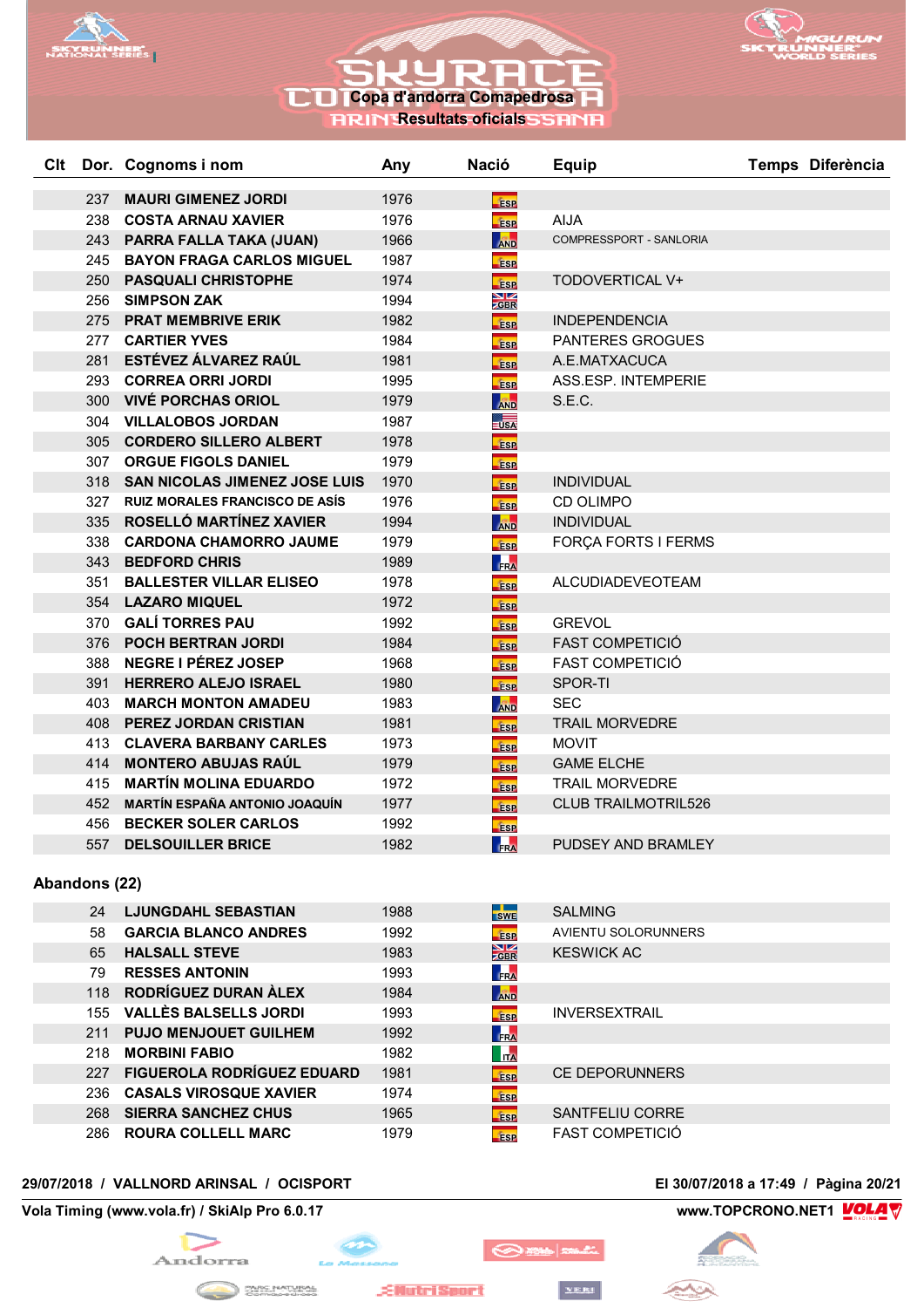# SKYRACE Copa d'andorra Comapedrosa

## Resultats oficials

| Clt | Dor. | Cognoms i nom | Any | Nació | Equip | Temps | Diferència |
|---|---|---|---|---|---|---|---|
| | 237 | MAURI GIMENEZ JORDI | 1976 | ESP | | | |
| | 238 | COSTA ARNAU XAVIER | 1976 | ESP | AIJA | | |
| | 243 | PARRA FALLA TAKA (JUAN) | 1966 | AND | COMPRESSPORT - SANLORIA | | |
| | 245 | BAYON FRAGA CARLOS MIGUEL | 1987 | ESP | | | |
| | 250 | PASQUALI CHRISTOPHE | 1974 | ESP | TODOVERTICAL V+ | | |
| | 256 | SIMPSON ZAK | 1994 | GBR | | | |
| | 275 | PRAT MEMBRIVE ERIK | 1982 | ESP | INDEPENDENCIA | | |
| | 277 | CARTIER YVES | 1984 | ESP | PANTERES GROGUES | | |
| | 281 | ESTÉVEZ ÁLVAREZ RAÚL | 1981 | ESP | A.E.MATXACUCA | | |
| | 293 | CORREA ORRI JORDI | 1995 | ESP | ASS.ESP. INTEMPERIE | | |
| | 300 | VIVÉ PORCHAS ORIOL | 1979 | AND | S.E.C. | | |
| | 304 | VILLALOBOS JORDAN | 1987 | USA | | | |
| | 305 | CORDERO SILLERO ALBERT | 1978 | ESP | | | |
| | 307 | ORGUE FIGOLS DANIEL | 1979 | ESP | | | |
| | 318 | SAN NICOLAS JIMENEZ JOSE LUIS | 1970 | ESP | INDIVIDUAL | | |
| | 327 | RUIZ MORALES FRANCISCO DE ASÍS | 1976 | ESP | CD OLIMPO | | |
| | 335 | ROSELLÓ MARTÍNEZ XAVIER | 1994 | AND | INDIVIDUAL | | |
| | 338 | CARDONA CHAMORRO JAUME | 1979 | ESP | FORÇA FORTS I FERMS | | |
| | 343 | BEDFORD CHRIS | 1989 | FRA | | | |
| | 351 | BALLESTER VILLAR ELISEO | 1978 | ESP | ALCUDIADEVEOTEAM | | |
| | 354 | LAZARO MIQUEL | 1972 | ESP | | | |
| | 370 | GALÍ TORRES PAU | 1992 | ESP | GREVOL | | |
| | 376 | POCH BERTRAN JORDI | 1984 | ESP | FAST COMPETICIÓ | | |
| | 388 | NEGRE I PÉREZ JOSEP | 1968 | ESP | FAST COMPETICIÓ | | |
| | 391 | HERRERO ALEJO ISRAEL | 1980 | ESP | SPOR-TI | | |
| | 403 | MARCH MONTON AMADEU | 1983 | AND | SEC | | |
| | 408 | PEREZ JORDAN CRISTIAN | 1981 | ESP | TRAIL MORVEDRE | | |
| | 413 | CLAVERA BARBANY CARLES | 1973 | ESP | MOVIT | | |
| | 414 | MONTERO ABUJAS RAÚL | 1979 | ESP | GAME ELCHE | | |
| | 415 | MARTÍN MOLINA EDUARDO | 1972 | ESP | TRAIL MORVEDRE | | |
| | 452 | MARTÍN ESPAÑA ANTONIO JOAQUÍN | 1977 | ESP | CLUB TRAILMOTRIL526 | | |
| | 456 | BECKER SOLER CARLOS | 1992 | ESP | | | |
| | 557 | DELSOUILLER BRICE | 1982 | FRA | PUDSEY AND BRAMLEY | | |

### Abandons (22)

| Clt | Dor. | Cognoms i nom | Any | Nació | Equip | Temps | Diferència |
|---|---|---|---|---|---|---|---|
| | 24 | LJUNGDAHL SEBASTIAN | 1988 | SWE | SALMING | | |
| | 58 | GARCIA BLANCO ANDRES | 1992 | ESP | AVIENTU SOLORUNNERS | | |
| | 65 | HALSALL STEVE | 1983 | GBR | KESWICK AC | | |
| | 79 | RESSES ANTONIN | 1993 | FRA | | | |
| | 118 | RODRÍGUEZ DURAN ÀLEX | 1984 | AND | | | |
| | 155 | VALLÈS BALSELLS JORDI | 1993 | ESP | INVERSEXTRAIL | | |
| | 211 | PUJO MENJOUET GUILHEM | 1992 | FRA | | | |
| | 218 | MORBINI FABIO | 1982 | ITA | | | |
| | 227 | FIGUEROLA RODRÍGUEZ EDUARD | 1981 | ESP | CE DEPORUNNERS | | |
| | 236 | CASALS VIROSQUE XAVIER | 1974 | ESP | | | |
| | 268 | SIERRA SANCHEZ CHUS | 1965 | ESP | SANTFELIU CORRE | | |
| | 286 | ROURA COLLELL MARC | 1979 | ESP | FAST COMPETICIÓ | | |

29/07/2018 / VALLNORD ARINSAL / OCISPORT — El 30/07/2018 a 17:49 / Pàgina 20/21

Vola Timing (www.vola.fr) / SkiAlp Pro 6.0.17 — www.TOPCRONO.NET1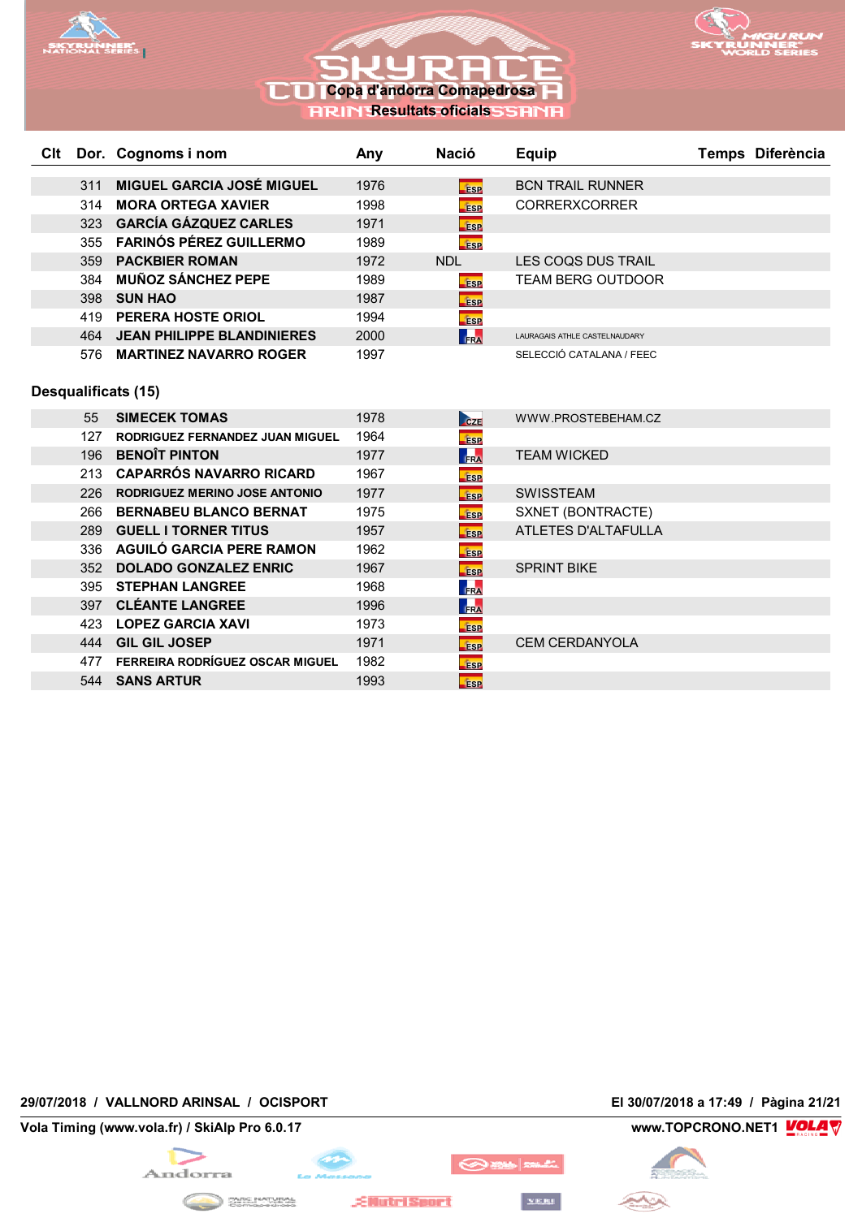# Copa d'andorra Comapedrosa

## Resultats oficials

| Clt | Dor. | Cognoms i nom | Any | Nació | Equip | Temps | Diferència |
|---|---|---|---|---|---|---|---|
| | 311 | MIGUEL GARCIA JOSÉ MIGUEL | 1976 | ESP | BCN TRAIL RUNNER | | |
| | 314 | MORA ORTEGA XAVIER | 1998 | ESP | CORRERXCORRER | | |
| | 323 | GARCÍA GÁZQUEZ CARLES | 1971 | ESP | | | |
| | 355 | FARINÓS PÉREZ GUILLERMO | 1989 | ESP | | | |
| | 359 | PACKBIER ROMAN | 1972 | NDL | LES COQS DUS TRAIL | | |
| | 384 | MUÑOZ SÁNCHEZ PEPE | 1989 | ESP | TEAM BERG OUTDOOR | | |
| | 398 | SUN HAO | 1987 | ESP | | | |
| | 419 | PERERA HOSTE ORIOL | 1994 | ESP | | | |
| | 464 | JEAN PHILIPPE BLANDINIERES | 2000 | FRA | LAURAGAIS ATHLE CASTELNAUDARY | | |
| | 576 | MARTINEZ NAVARRO ROGER | 1997 | | SELECCIÓ CATALANA / FEEC | | |

**Desqualificats (15)**

| Clt | Dor. | Cognoms i nom | Any | Nació | Equip | Temps | Diferència |
|---|---|---|---|---|---|---|---|
| | 55 | SIMECEK TOMAS | 1978 | CZE | WWW.PROSTEBEHAM.CZ | | |
| | 127 | RODRIGUEZ FERNANDEZ JUAN MIGUEL | 1964 | ESP | | | |
| | 196 | BENOÎT PINTON | 1977 | FRA | TEAM WICKED | | |
| | 213 | CAPARRÓS NAVARRO RICARD | 1967 | ESP | | | |
| | 226 | RODRIGUEZ MERINO JOSE ANTONIO | 1977 | ESP | SWISSTEAM | | |
| | 266 | BERNABEU BLANCO BERNAT | 1975 | ESP | SXNET (BONTRACTE) | | |
| | 289 | GUELL I TORNER TITUS | 1957 | ESP | ATLETES D'ALTAFULLA | | |
| | 336 | AGUILÓ GARCIA PERE RAMON | 1962 | ESP | | | |
| | 352 | DOLADO GONZALEZ ENRIC | 1967 | ESP | SPRINT BIKE | | |
| | 395 | STEPHAN LANGREE | 1968 | FRA | | | |
| | 397 | CLÉANTE LANGREE | 1996 | FRA | | | |
| | 423 | LOPEZ GARCIA XAVI | 1973 | ESP | | | |
| | 444 | GIL GIL JOSEP | 1971 | ESP | CEM CERDANYOLA | | |
| | 477 | FERREIRA RODRÍGUEZ OSCAR MIGUEL | 1982 | ESP | | | |
| | 544 | SANS ARTUR | 1993 | ESP | | | |

29/07/2018 / VALLNORD ARINSAL / OCISPORT

El 30/07/2018 a 17:49

Vola Timing (www.vola.fr) / SkiAlp Pro 6.0.17

www.TOPCRONO.NET1